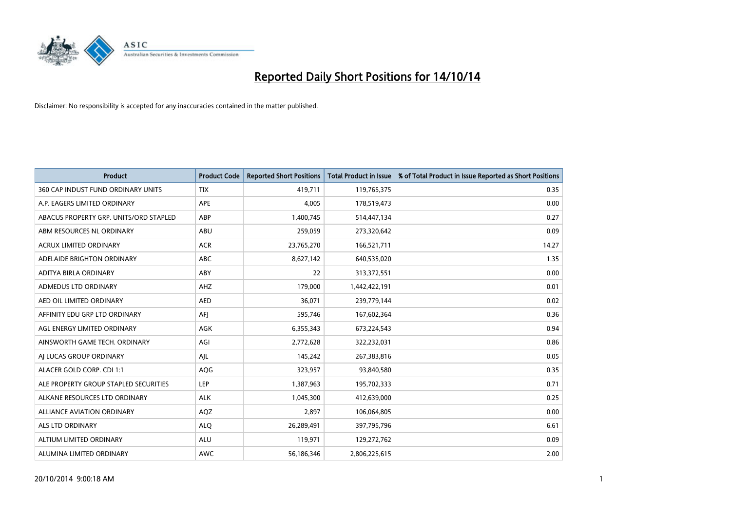# Reported Daily Short Positions for 14/10/14

Disclaimer: No responsibility is accepted for any inaccuracies contained in the matter published.

| Product | Product Code | Reported Short Positions | Total Product in Issue | % of Total Product in Issue Reported as Short Positions |
|---|---|---|---|---|
| 360 CAP INDUST FUND ORDINARY UNITS | TIX | 419,711 | 119,765,375 | 0.35 |
| A.P. EAGERS LIMITED ORDINARY | APE | 4,005 | 178,519,473 | 0.00 |
| ABACUS PROPERTY GRP. UNITS/ORD STAPLED | ABP | 1,400,745 | 514,447,134 | 0.27 |
| ABM RESOURCES NL ORDINARY | ABU | 259,059 | 273,320,642 | 0.09 |
| ACRUX LIMITED ORDINARY | ACR | 23,765,270 | 166,521,711 | 14.27 |
| ADELAIDE BRIGHTON ORDINARY | ABC | 8,627,142 | 640,535,020 | 1.35 |
| ADITYA BIRLA ORDINARY | ABY | 22 | 313,372,551 | 0.00 |
| ADMEDUS LTD ORDINARY | AHZ | 179,000 | 1,442,422,191 | 0.01 |
| AED OIL LIMITED ORDINARY | AED | 36,071 | 239,779,144 | 0.02 |
| AFFINITY EDU GRP LTD ORDINARY | AFJ | 595,746 | 167,602,364 | 0.36 |
| AGL ENERGY LIMITED ORDINARY | AGK | 6,355,343 | 673,224,543 | 0.94 |
| AINSWORTH GAME TECH. ORDINARY | AGI | 2,772,628 | 322,232,031 | 0.86 |
| AJ LUCAS GROUP ORDINARY | AJL | 145,242 | 267,383,816 | 0.05 |
| ALACER GOLD CORP. CDI 1:1 | AQG | 323,957 | 93,840,580 | 0.35 |
| ALE PROPERTY GROUP STAPLED SECURITIES | LEP | 1,387,963 | 195,702,333 | 0.71 |
| ALKANE RESOURCES LTD ORDINARY | ALK | 1,045,300 | 412,639,000 | 0.25 |
| ALLIANCE AVIATION ORDINARY | AQZ | 2,897 | 106,064,805 | 0.00 |
| ALS LTD ORDINARY | ALQ | 26,289,491 | 397,795,796 | 6.61 |
| ALTIUM LIMITED ORDINARY | ALU | 119,971 | 129,272,762 | 0.09 |
| ALUMINA LIMITED ORDINARY | AWC | 56,186,346 | 2,806,225,615 | 2.00 |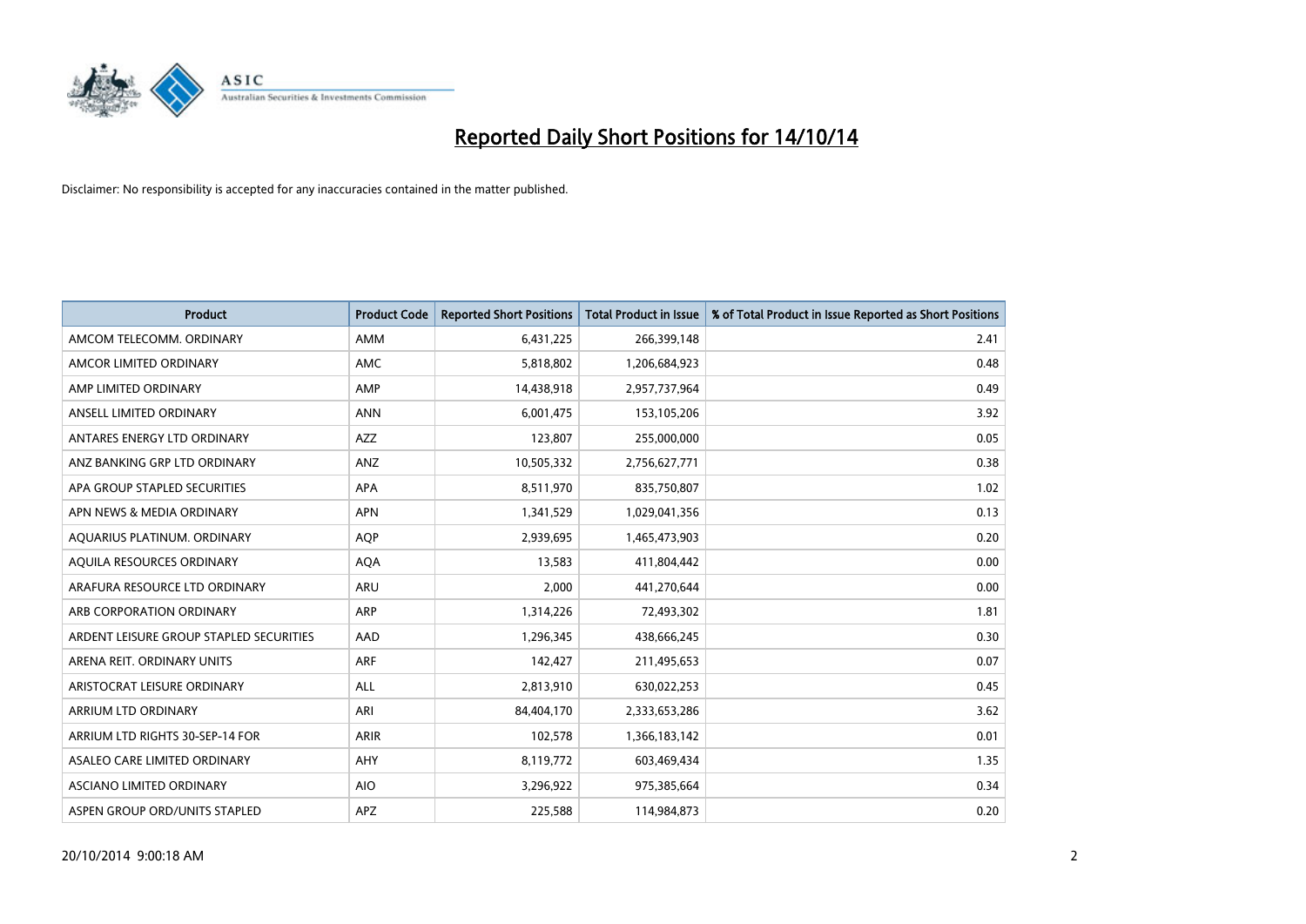# Reported Daily Short Positions for 14/10/14

Disclaimer: No responsibility is accepted for any inaccuracies contained in the matter published.

| Product | Product Code | Reported Short Positions | Total Product in Issue | % of Total Product in Issue Reported as Short Positions |
|---|---|---|---|---|
| AMCOM TELECOMM. ORDINARY | AMM | 6,431,225 | 266,399,148 | 2.41 |
| AMCOR LIMITED ORDINARY | AMC | 5,818,802 | 1,206,684,923 | 0.48 |
| AMP LIMITED ORDINARY | AMP | 14,438,918 | 2,957,737,964 | 0.49 |
| ANSELL LIMITED ORDINARY | ANN | 6,001,475 | 153,105,206 | 3.92 |
| ANTARES ENERGY LTD ORDINARY | AZZ | 123,807 | 255,000,000 | 0.05 |
| ANZ BANKING GRP LTD ORDINARY | ANZ | 10,505,332 | 2,756,627,771 | 0.38 |
| APA GROUP STAPLED SECURITIES | APA | 8,511,970 | 835,750,807 | 1.02 |
| APN NEWS & MEDIA ORDINARY | APN | 1,341,529 | 1,029,041,356 | 0.13 |
| AQUARIUS PLATINUM. ORDINARY | AQP | 2,939,695 | 1,465,473,903 | 0.20 |
| AQUILA RESOURCES ORDINARY | AQA | 13,583 | 411,804,442 | 0.00 |
| ARAFURA RESOURCE LTD ORDINARY | ARU | 2,000 | 441,270,644 | 0.00 |
| ARB CORPORATION ORDINARY | ARP | 1,314,226 | 72,493,302 | 1.81 |
| ARDENT LEISURE GROUP STAPLED SECURITIES | AAD | 1,296,345 | 438,666,245 | 0.30 |
| ARENA REIT. ORDINARY UNITS | ARF | 142,427 | 211,495,653 | 0.07 |
| ARISTOCRAT LEISURE ORDINARY | ALL | 2,813,910 | 630,022,253 | 0.45 |
| ARRIUM LTD ORDINARY | ARI | 84,404,170 | 2,333,653,286 | 3.62 |
| ARRIUM LTD RIGHTS 30-SEP-14 FOR | ARIR | 102,578 | 1,366,183,142 | 0.01 |
| ASALEO CARE LIMITED ORDINARY | AHY | 8,119,772 | 603,469,434 | 1.35 |
| ASCIANO LIMITED ORDINARY | AIO | 3,296,922 | 975,385,664 | 0.34 |
| ASPEN GROUP ORD/UNITS STAPLED | APZ | 225,588 | 114,984,873 | 0.20 |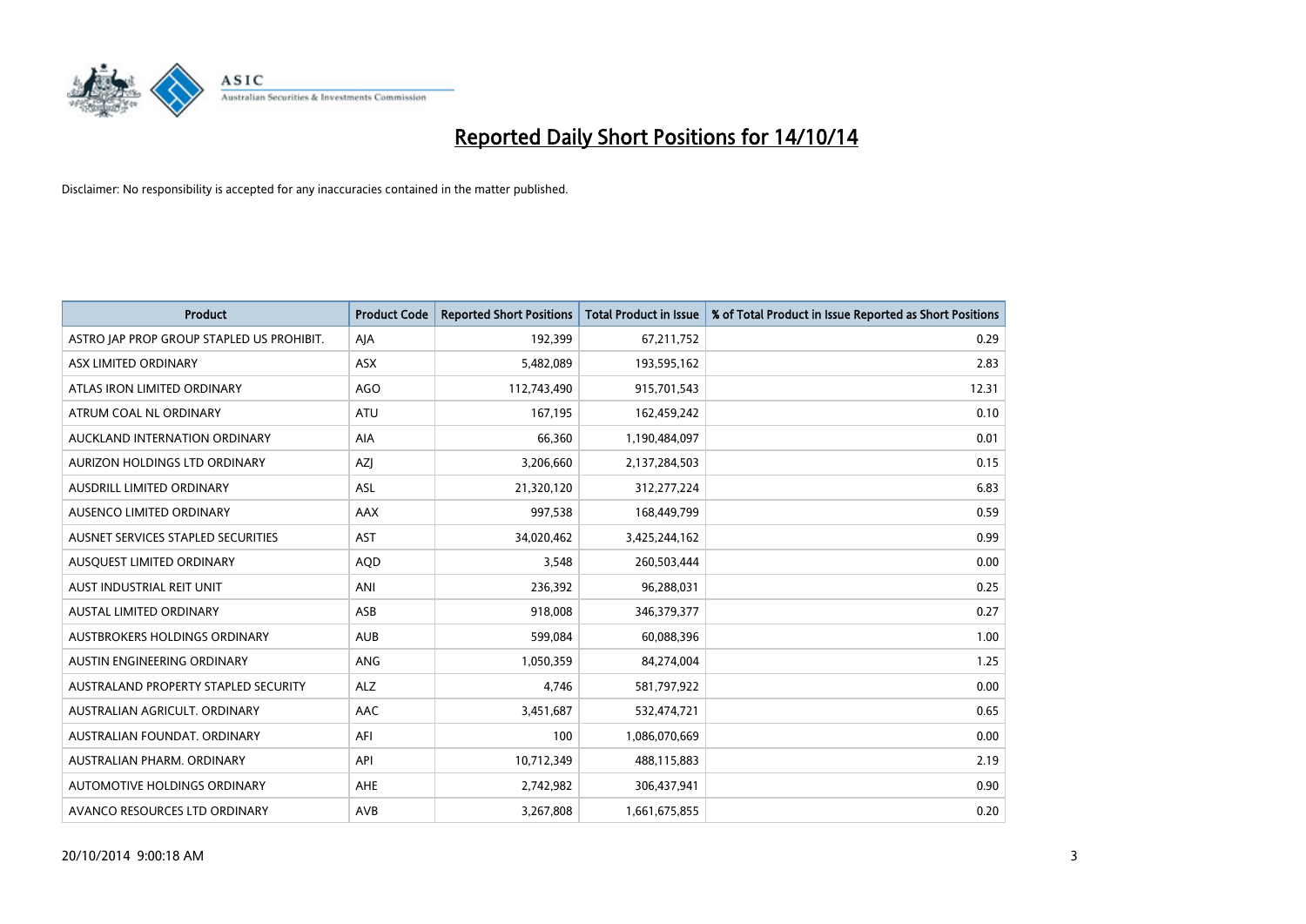# Reported Daily Short Positions for 14/10/14

Disclaimer: No responsibility is accepted for any inaccuracies contained in the matter published.

| Product | Product Code | Reported Short Positions | Total Product in Issue | % of Total Product in Issue Reported as Short Positions |
|---|---|---|---|---|
| ASTRO JAP PROP GROUP STAPLED US PROHIBIT. | AJA | 192,399 | 67,211,752 | 0.29 |
| ASX LIMITED ORDINARY | ASX | 5,482,089 | 193,595,162 | 2.83 |
| ATLAS IRON LIMITED ORDINARY | AGO | 112,743,490 | 915,701,543 | 12.31 |
| ATRUM COAL NL ORDINARY | ATU | 167,195 | 162,459,242 | 0.10 |
| AUCKLAND INTERNATION ORDINARY | AIA | 66,360 | 1,190,484,097 | 0.01 |
| AURIZON HOLDINGS LTD ORDINARY | AZJ | 3,206,660 | 2,137,284,503 | 0.15 |
| AUSDRILL LIMITED ORDINARY | ASL | 21,320,120 | 312,277,224 | 6.83 |
| AUSENCO LIMITED ORDINARY | AAX | 997,538 | 168,449,799 | 0.59 |
| AUSNET SERVICES STAPLED SECURITIES | AST | 34,020,462 | 3,425,244,162 | 0.99 |
| AUSQUEST LIMITED ORDINARY | AQD | 3,548 | 260,503,444 | 0.00 |
| AUST INDUSTRIAL REIT UNIT | ANI | 236,392 | 96,288,031 | 0.25 |
| AUSTAL LIMITED ORDINARY | ASB | 918,008 | 346,379,377 | 0.27 |
| AUSTBROKERS HOLDINGS ORDINARY | AUB | 599,084 | 60,088,396 | 1.00 |
| AUSTIN ENGINEERING ORDINARY | ANG | 1,050,359 | 84,274,004 | 1.25 |
| AUSTRALAND PROPERTY STAPLED SECURITY | ALZ | 4,746 | 581,797,922 | 0.00 |
| AUSTRALIAN AGRICULT. ORDINARY | AAC | 3,451,687 | 532,474,721 | 0.65 |
| AUSTRALIAN FOUNDAT. ORDINARY | AFI | 100 | 1,086,070,669 | 0.00 |
| AUSTRALIAN PHARM. ORDINARY | API | 10,712,349 | 488,115,883 | 2.19 |
| AUTOMOTIVE HOLDINGS ORDINARY | AHE | 2,742,982 | 306,437,941 | 0.90 |
| AVANCO RESOURCES LTD ORDINARY | AVB | 3,267,808 | 1,661,675,855 | 0.20 |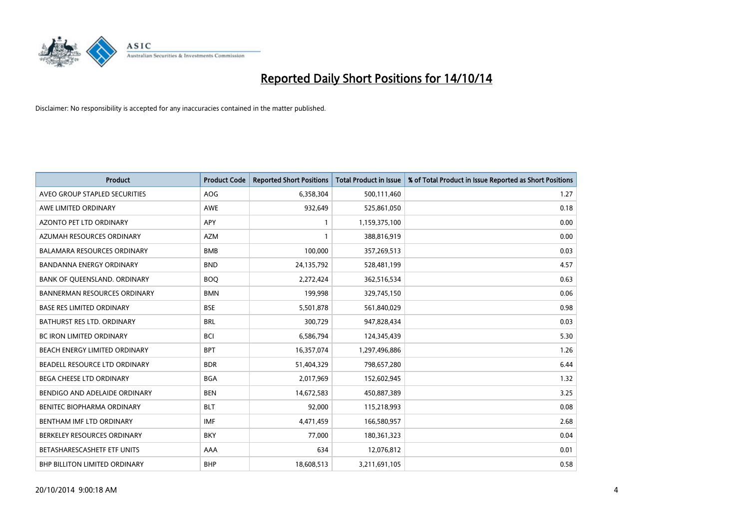# Reported Daily Short Positions for 14/10/14

Disclaimer: No responsibility is accepted for any inaccuracies contained in the matter published.

| Product | Product Code | Reported Short Positions | Total Product in Issue | % of Total Product in Issue Reported as Short Positions |
|---|---|---|---|---|
| AVEO GROUP STAPLED SECURITIES | AOG | 6,358,304 | 500,111,460 | 1.27 |
| AWE LIMITED ORDINARY | AWE | 932,649 | 525,861,050 | 0.18 |
| AZONTO PET LTD ORDINARY | APY | 1 | 1,159,375,100 | 0.00 |
| AZUMAH RESOURCES ORDINARY | AZM | 1 | 388,816,919 | 0.00 |
| BALAMARA RESOURCES ORDINARY | BMB | 100,000 | 357,269,513 | 0.03 |
| BANDANNA ENERGY ORDINARY | BND | 24,135,792 | 528,481,199 | 4.57 |
| BANK OF QUEENSLAND. ORDINARY | BOQ | 2,272,424 | 362,516,534 | 0.63 |
| BANNERMAN RESOURCES ORDINARY | BMN | 199,998 | 329,745,150 | 0.06 |
| BASE RES LIMITED ORDINARY | BSE | 5,501,878 | 561,840,029 | 0.98 |
| BATHURST RES LTD. ORDINARY | BRL | 300,729 | 947,828,434 | 0.03 |
| BC IRON LIMITED ORDINARY | BCI | 6,586,794 | 124,345,439 | 5.30 |
| BEACH ENERGY LIMITED ORDINARY | BPT | 16,357,074 | 1,297,496,886 | 1.26 |
| BEADELL RESOURCE LTD ORDINARY | BDR | 51,404,329 | 798,657,280 | 6.44 |
| BEGA CHEESE LTD ORDINARY | BGA | 2,017,969 | 152,602,945 | 1.32 |
| BENDIGO AND ADELAIDE ORDINARY | BEN | 14,672,583 | 450,887,389 | 3.25 |
| BENITEC BIOPHARMA ORDINARY | BLT | 92,000 | 115,218,993 | 0.08 |
| BENTHAM IMF LTD ORDINARY | IMF | 4,471,459 | 166,580,957 | 2.68 |
| BERKELEY RESOURCES ORDINARY | BKY | 77,000 | 180,361,323 | 0.04 |
| BETASHARESCASHETF ETF UNITS | AAA | 634 | 12,076,812 | 0.01 |
| BHP BILLITON LIMITED ORDINARY | BHP | 18,608,513 | 3,211,691,105 | 0.58 |

20/10/2014 9:00:18 AM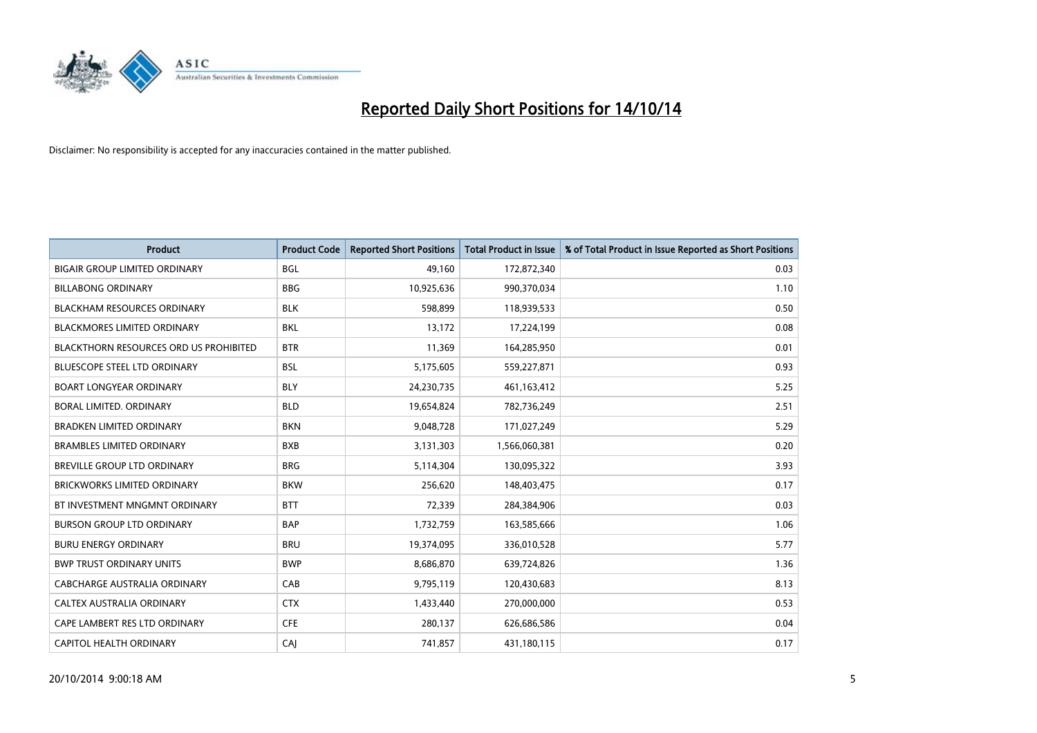# Reported Daily Short Positions for 14/10/14

Disclaimer: No responsibility is accepted for any inaccuracies contained in the matter published.

| Product | Product Code | Reported Short Positions | Total Product in Issue | % of Total Product in Issue Reported as Short Positions |
|---|---|---|---|---|
| BIGAIR GROUP LIMITED ORDINARY | BGL | 49,160 | 172,872,340 | 0.03 |
| BILLABONG ORDINARY | BBG | 10,925,636 | 990,370,034 | 1.10 |
| BLACKHAM RESOURCES ORDINARY | BLK | 598,899 | 118,939,533 | 0.50 |
| BLACKMORES LIMITED ORDINARY | BKL | 13,172 | 17,224,199 | 0.08 |
| BLACKTHORN RESOURCES ORD US PROHIBITED | BTR | 11,369 | 164,285,950 | 0.01 |
| BLUESCOPE STEEL LTD ORDINARY | BSL | 5,175,605 | 559,227,871 | 0.93 |
| BOART LONGYEAR ORDINARY | BLY | 24,230,735 | 461,163,412 | 5.25 |
| BORAL LIMITED. ORDINARY | BLD | 19,654,824 | 782,736,249 | 2.51 |
| BRADKEN LIMITED ORDINARY | BKN | 9,048,728 | 171,027,249 | 5.29 |
| BRAMBLES LIMITED ORDINARY | BXB | 3,131,303 | 1,566,060,381 | 0.20 |
| BREVILLE GROUP LTD ORDINARY | BRG | 5,114,304 | 130,095,322 | 3.93 |
| BRICKWORKS LIMITED ORDINARY | BKW | 256,620 | 148,403,475 | 0.17 |
| BT INVESTMENT MNGMNT ORDINARY | BTT | 72,339 | 284,384,906 | 0.03 |
| BURSON GROUP LTD ORDINARY | BAP | 1,732,759 | 163,585,666 | 1.06 |
| BURU ENERGY ORDINARY | BRU | 19,374,095 | 336,010,528 | 5.77 |
| BWP TRUST ORDINARY UNITS | BWP | 8,686,870 | 639,724,826 | 1.36 |
| CABCHARGE AUSTRALIA ORDINARY | CAB | 9,795,119 | 120,430,683 | 8.13 |
| CALTEX AUSTRALIA ORDINARY | CTX | 1,433,440 | 270,000,000 | 0.53 |
| CAPE LAMBERT RES LTD ORDINARY | CFE | 280,137 | 626,686,586 | 0.04 |
| CAPITOL HEALTH ORDINARY | CAJ | 741,857 | 431,180,115 | 0.17 |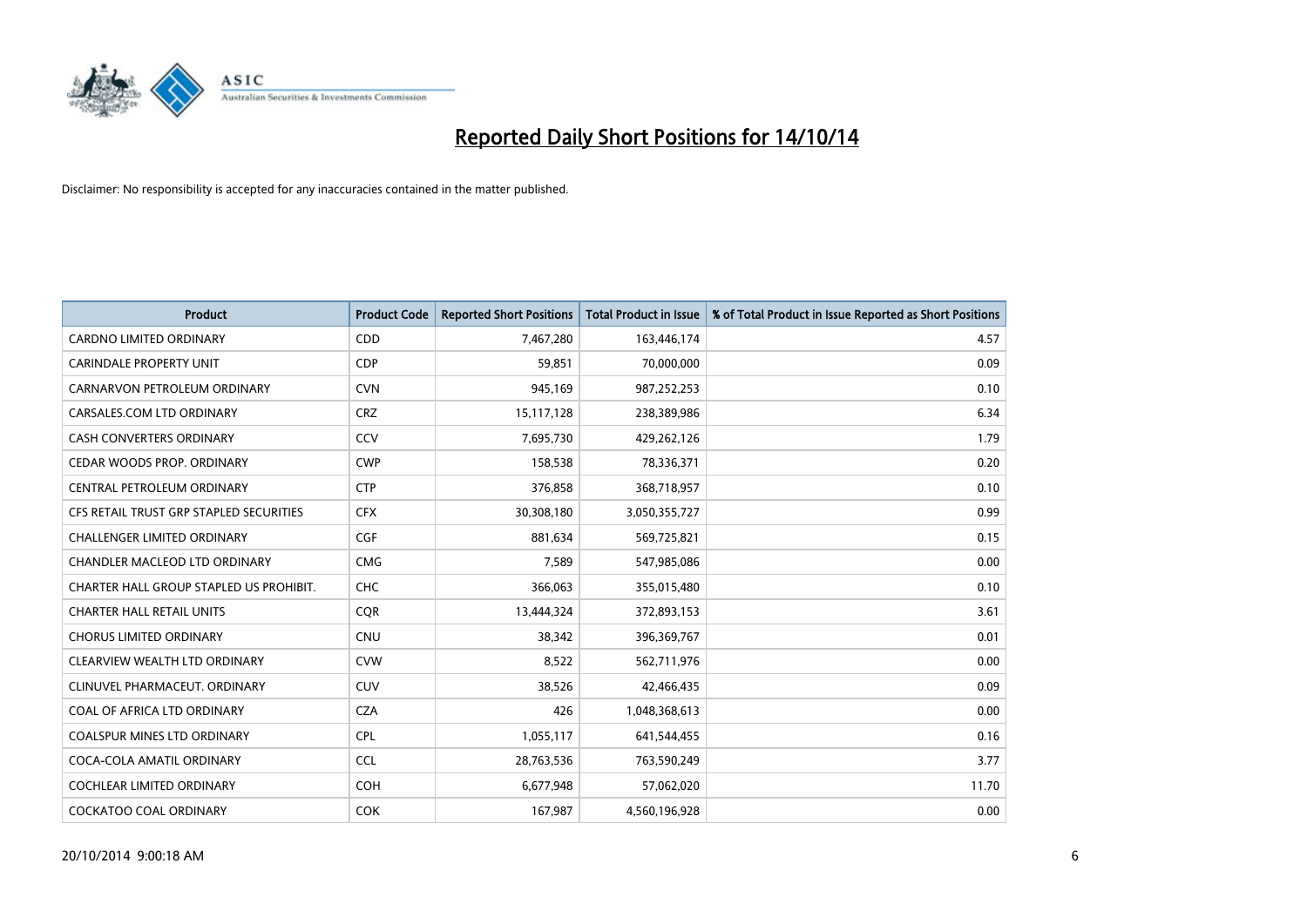# Reported Daily Short Positions for 14/10/14

Disclaimer: No responsibility is accepted for any inaccuracies contained in the matter published.

| Product | Product Code | Reported Short Positions | Total Product in Issue | % of Total Product in Issue Reported as Short Positions |
|---|---|---|---|---|
| CARDNO LIMITED ORDINARY | CDD | 7,467,280 | 163,446,174 | 4.57 |
| CARINDALE PROPERTY UNIT | CDP | 59,851 | 70,000,000 | 0.09 |
| CARNARVON PETROLEUM ORDINARY | CVN | 945,169 | 987,252,253 | 0.10 |
| CARSALES.COM LTD ORDINARY | CRZ | 15,117,128 | 238,389,986 | 6.34 |
| CASH CONVERTERS ORDINARY | CCV | 7,695,730 | 429,262,126 | 1.79 |
| CEDAR WOODS PROP. ORDINARY | CWP | 158,538 | 78,336,371 | 0.20 |
| CENTRAL PETROLEUM ORDINARY | CTP | 376,858 | 368,718,957 | 0.10 |
| CFS RETAIL TRUST GRP STAPLED SECURITIES | CFX | 30,308,180 | 3,050,355,727 | 0.99 |
| CHALLENGER LIMITED ORDINARY | CGF | 881,634 | 569,725,821 | 0.15 |
| CHANDLER MACLEOD LTD ORDINARY | CMG | 7,589 | 547,985,086 | 0.00 |
| CHARTER HALL GROUP STAPLED US PROHIBIT. | CHC | 366,063 | 355,015,480 | 0.10 |
| CHARTER HALL RETAIL UNITS | CQR | 13,444,324 | 372,893,153 | 3.61 |
| CHORUS LIMITED ORDINARY | CNU | 38,342 | 396,369,767 | 0.01 |
| CLEARVIEW WEALTH LTD ORDINARY | CVW | 8,522 | 562,711,976 | 0.00 |
| CLINUVEL PHARMACEUT. ORDINARY | CUV | 38,526 | 42,466,435 | 0.09 |
| COAL OF AFRICA LTD ORDINARY | CZA | 426 | 1,048,368,613 | 0.00 |
| COALSPUR MINES LTD ORDINARY | CPL | 1,055,117 | 641,544,455 | 0.16 |
| COCA-COLA AMATIL ORDINARY | CCL | 28,763,536 | 763,590,249 | 3.77 |
| COCHLEAR LIMITED ORDINARY | COH | 6,677,948 | 57,062,020 | 11.70 |
| COCKATOO COAL ORDINARY | COK | 167,987 | 4,560,196,928 | 0.00 |

20/10/2014 9:00:18 AM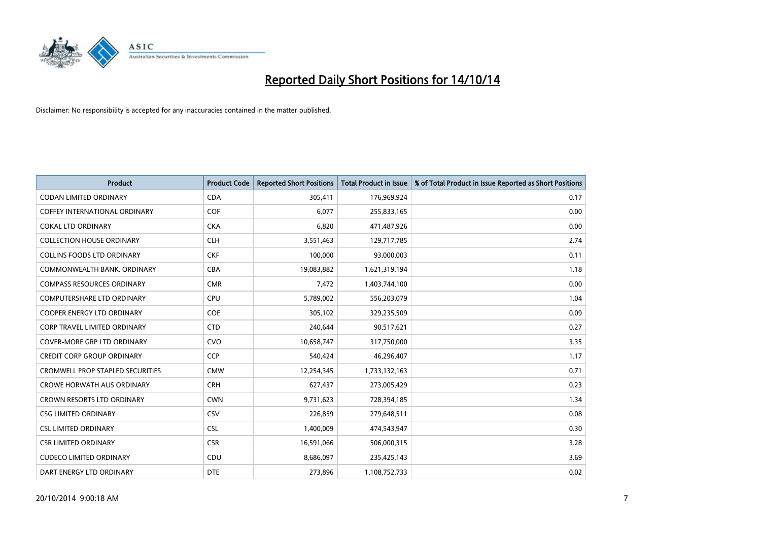# Reported Daily Short Positions for 14/10/14

Disclaimer: No responsibility is accepted for any inaccuracies contained in the matter published.

| Product | Product Code | Reported Short Positions | Total Product in Issue | % of Total Product in Issue Reported as Short Positions |
|---|---|---|---|---|
| CODAN LIMITED ORDINARY | CDA | 305,411 | 176,969,924 | 0.17 |
| COFFEY INTERNATIONAL ORDINARY | COF | 6,077 | 255,833,165 | 0.00 |
| COKAL LTD ORDINARY | CKA | 6,820 | 471,487,926 | 0.00 |
| COLLECTION HOUSE ORDINARY | CLH | 3,551,463 | 129,717,785 | 2.74 |
| COLLINS FOODS LTD ORDINARY | CKF | 100,000 | 93,000,003 | 0.11 |
| COMMONWEALTH BANK. ORDINARY | CBA | 19,083,882 | 1,621,319,194 | 1.18 |
| COMPASS RESOURCES ORDINARY | CMR | 7,472 | 1,403,744,100 | 0.00 |
| COMPUTERSHARE LTD ORDINARY | CPU | 5,789,002 | 556,203,079 | 1.04 |
| COOPER ENERGY LTD ORDINARY | COE | 305,102 | 329,235,509 | 0.09 |
| CORP TRAVEL LIMITED ORDINARY | CTD | 240,644 | 90,517,621 | 0.27 |
| COVER-MORE GRP LTD ORDINARY | CVO | 10,658,747 | 317,750,000 | 3.35 |
| CREDIT CORP GROUP ORDINARY | CCP | 540,424 | 46,296,407 | 1.17 |
| CROMWELL PROP STAPLED SECURITIES | CMW | 12,254,345 | 1,733,132,163 | 0.71 |
| CROWE HORWATH AUS ORDINARY | CRH | 627,437 | 273,005,429 | 0.23 |
| CROWN RESORTS LTD ORDINARY | CWN | 9,731,623 | 728,394,185 | 1.34 |
| CSG LIMITED ORDINARY | CSV | 226,859 | 279,648,511 | 0.08 |
| CSL LIMITED ORDINARY | CSL | 1,400,009 | 474,543,947 | 0.30 |
| CSR LIMITED ORDINARY | CSR | 16,591,066 | 506,000,315 | 3.28 |
| CUDECO LIMITED ORDINARY | CDU | 8,686,097 | 235,425,143 | 3.69 |
| DART ENERGY LTD ORDINARY | DTE | 273,896 | 1,108,752,733 | 0.02 |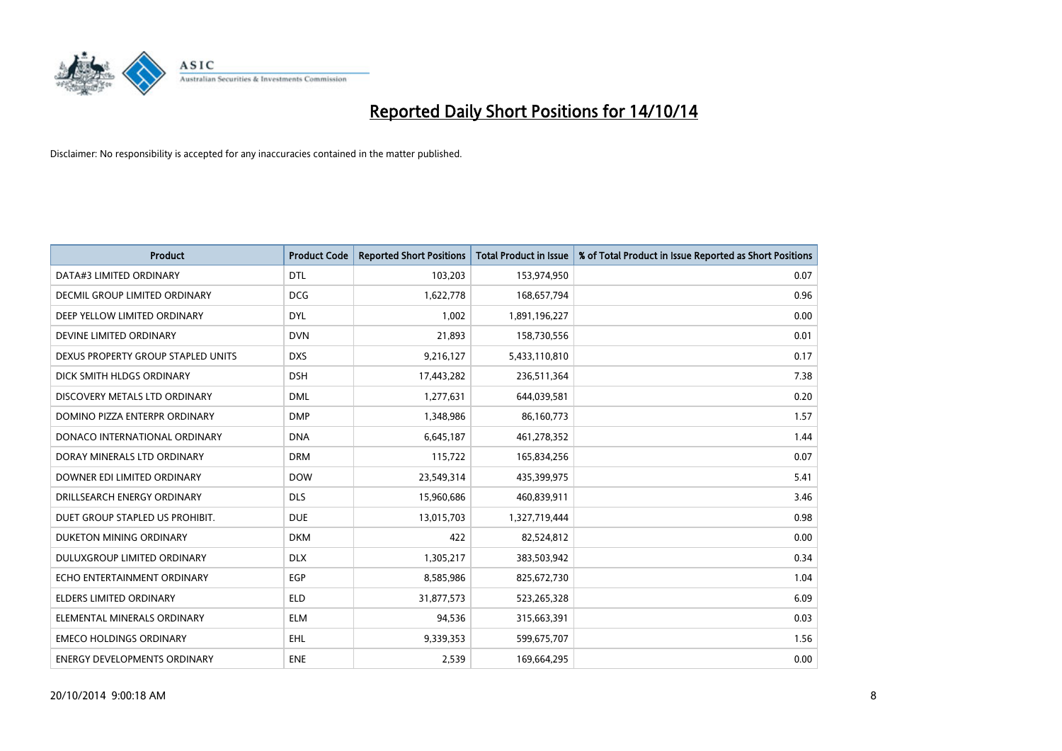# Reported Daily Short Positions for 14/10/14

Disclaimer: No responsibility is accepted for any inaccuracies contained in the matter published.

| Product | Product Code | Reported Short Positions | Total Product in Issue | % of Total Product in Issue Reported as Short Positions |
|---|---|---|---|---|
| DATA#3 LIMITED ORDINARY | DTL | 103,203 | 153,974,950 | 0.07 |
| DECMIL GROUP LIMITED ORDINARY | DCG | 1,622,778 | 168,657,794 | 0.96 |
| DEEP YELLOW LIMITED ORDINARY | DYL | 1,002 | 1,891,196,227 | 0.00 |
| DEVINE LIMITED ORDINARY | DVN | 21,893 | 158,730,556 | 0.01 |
| DEXUS PROPERTY GROUP STAPLED UNITS | DXS | 9,216,127 | 5,433,110,810 | 0.17 |
| DICK SMITH HLDGS ORDINARY | DSH | 17,443,282 | 236,511,364 | 7.38 |
| DISCOVERY METALS LTD ORDINARY | DML | 1,277,631 | 644,039,581 | 0.20 |
| DOMINO PIZZA ENTERPR ORDINARY | DMP | 1,348,986 | 86,160,773 | 1.57 |
| DONACO INTERNATIONAL ORDINARY | DNA | 6,645,187 | 461,278,352 | 1.44 |
| DORAY MINERALS LTD ORDINARY | DRM | 115,722 | 165,834,256 | 0.07 |
| DOWNER EDI LIMITED ORDINARY | DOW | 23,549,314 | 435,399,975 | 5.41 |
| DRILLSEARCH ENERGY ORDINARY | DLS | 15,960,686 | 460,839,911 | 3.46 |
| DUET GROUP STAPLED US PROHIBIT. | DUE | 13,015,703 | 1,327,719,444 | 0.98 |
| DUKETON MINING ORDINARY | DKM | 422 | 82,524,812 | 0.00 |
| DULUXGROUP LIMITED ORDINARY | DLX | 1,305,217 | 383,503,942 | 0.34 |
| ECHO ENTERTAINMENT ORDINARY | EGP | 8,585,986 | 825,672,730 | 1.04 |
| ELDERS LIMITED ORDINARY | ELD | 31,877,573 | 523,265,328 | 6.09 |
| ELEMENTAL MINERALS ORDINARY | ELM | 94,536 | 315,663,391 | 0.03 |
| EMECO HOLDINGS ORDINARY | EHL | 9,339,353 | 599,675,707 | 1.56 |
| ENERGY DEVELOPMENTS ORDINARY | ENE | 2,539 | 169,664,295 | 0.00 |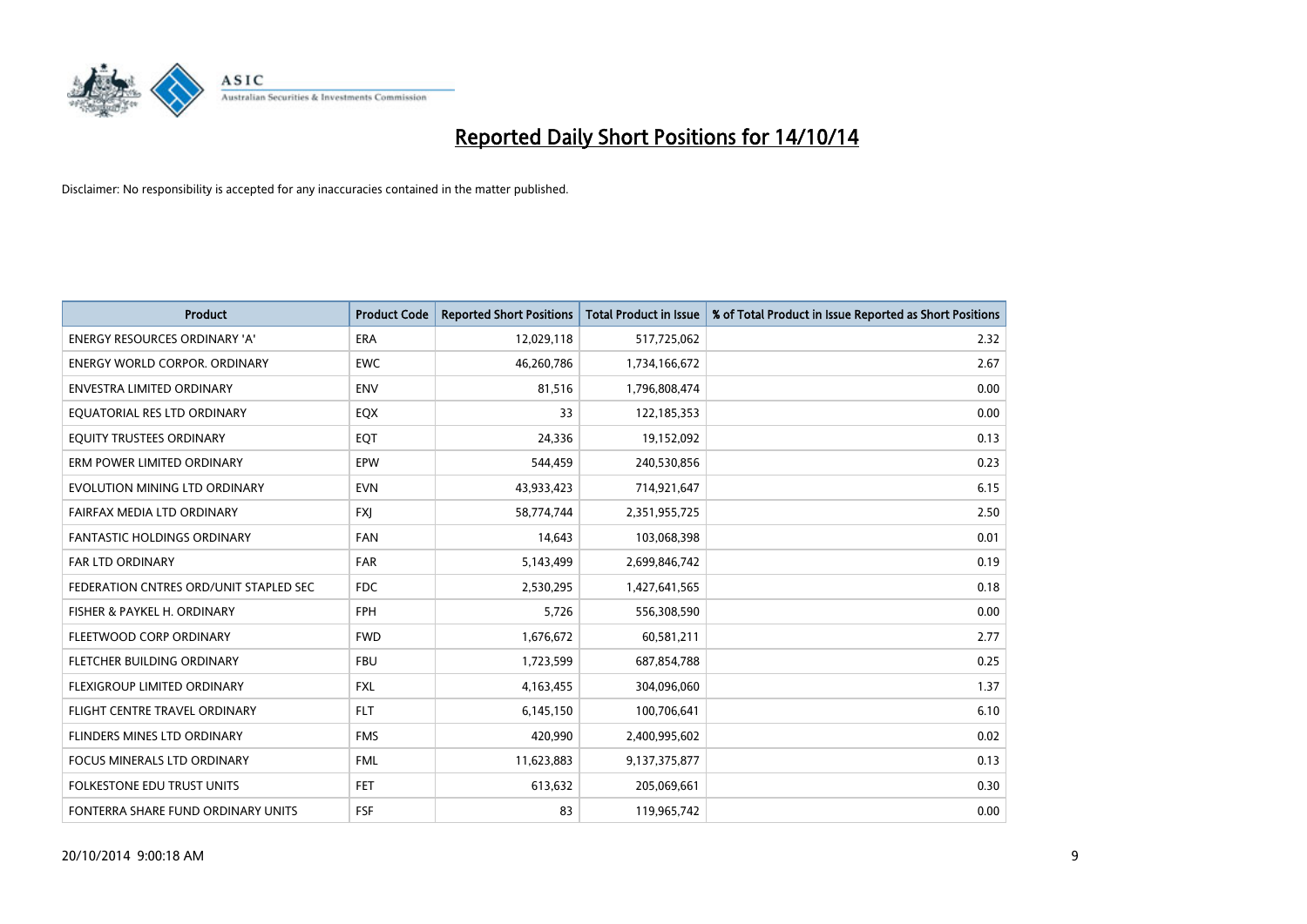# Reported Daily Short Positions for 14/10/14

Disclaimer: No responsibility is accepted for any inaccuracies contained in the matter published.

| Product | Product Code | Reported Short Positions | Total Product in Issue | % of Total Product in Issue Reported as Short Positions |
|---|---|---|---|---|
| ENERGY RESOURCES ORDINARY 'A' | ERA | 12,029,118 | 517,725,062 | 2.32 |
| ENERGY WORLD CORPOR. ORDINARY | EWC | 46,260,786 | 1,734,166,672 | 2.67 |
| ENVESTRA LIMITED ORDINARY | ENV | 81,516 | 1,796,808,474 | 0.00 |
| EQUATORIAL RES LTD ORDINARY | EQX | 33 | 122,185,353 | 0.00 |
| EQUITY TRUSTEES ORDINARY | EQT | 24,336 | 19,152,092 | 0.13 |
| ERM POWER LIMITED ORDINARY | EPW | 544,459 | 240,530,856 | 0.23 |
| EVOLUTION MINING LTD ORDINARY | EVN | 43,933,423 | 714,921,647 | 6.15 |
| FAIRFAX MEDIA LTD ORDINARY | FXJ | 58,774,744 | 2,351,955,725 | 2.50 |
| FANTASTIC HOLDINGS ORDINARY | FAN | 14,643 | 103,068,398 | 0.01 |
| FAR LTD ORDINARY | FAR | 5,143,499 | 2,699,846,742 | 0.19 |
| FEDERATION CNTRES ORD/UNIT STAPLED SEC | FDC | 2,530,295 | 1,427,641,565 | 0.18 |
| FISHER & PAYKEL H. ORDINARY | FPH | 5,726 | 556,308,590 | 0.00 |
| FLEETWOOD CORP ORDINARY | FWD | 1,676,672 | 60,581,211 | 2.77 |
| FLETCHER BUILDING ORDINARY | FBU | 1,723,599 | 687,854,788 | 0.25 |
| FLEXIGROUP LIMITED ORDINARY | FXL | 4,163,455 | 304,096,060 | 1.37 |
| FLIGHT CENTRE TRAVEL ORDINARY | FLT | 6,145,150 | 100,706,641 | 6.10 |
| FLINDERS MINES LTD ORDINARY | FMS | 420,990 | 2,400,995,602 | 0.02 |
| FOCUS MINERALS LTD ORDINARY | FML | 11,623,883 | 9,137,375,877 | 0.13 |
| FOLKESTONE EDU TRUST UNITS | FET | 613,632 | 205,069,661 | 0.30 |
| FONTERRA SHARE FUND ORDINARY UNITS | FSF | 83 | 119,965,742 | 0.00 |

20/10/2014 9:00:18 AM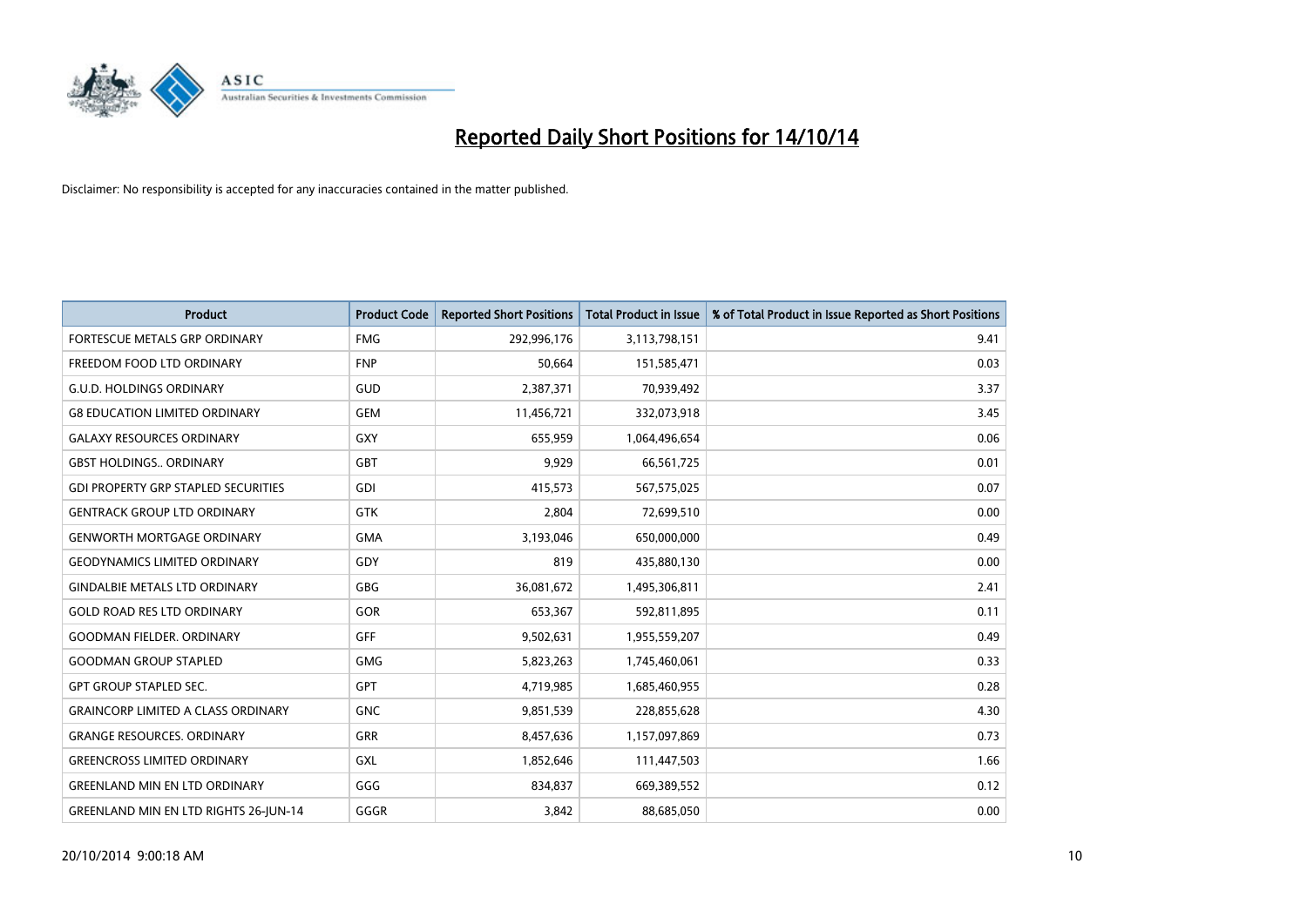# Reported Daily Short Positions for 14/10/14

Disclaimer: No responsibility is accepted for any inaccuracies contained in the matter published.

| Product | Product Code | Reported Short Positions | Total Product in Issue | % of Total Product in Issue Reported as Short Positions |
|---|---|---|---|---|
| FORTESCUE METALS GRP ORDINARY | FMG | 292,996,176 | 3,113,798,151 | 9.41 |
| FREEDOM FOOD LTD ORDINARY | FNP | 50,664 | 151,585,471 | 0.03 |
| G.U.D. HOLDINGS ORDINARY | GUD | 2,387,371 | 70,939,492 | 3.37 |
| G8 EDUCATION LIMITED ORDINARY | GEM | 11,456,721 | 332,073,918 | 3.45 |
| GALAXY RESOURCES ORDINARY | GXY | 655,959 | 1,064,496,654 | 0.06 |
| GBST HOLDINGS.. ORDINARY | GBT | 9,929 | 66,561,725 | 0.01 |
| GDI PROPERTY GRP STAPLED SECURITIES | GDI | 415,573 | 567,575,025 | 0.07 |
| GENTRACK GROUP LTD ORDINARY | GTK | 2,804 | 72,699,510 | 0.00 |
| GENWORTH MORTGAGE ORDINARY | GMA | 3,193,046 | 650,000,000 | 0.49 |
| GEODYNAMICS LIMITED ORDINARY | GDY | 819 | 435,880,130 | 0.00 |
| GINDALBIE METALS LTD ORDINARY | GBG | 36,081,672 | 1,495,306,811 | 2.41 |
| GOLD ROAD RES LTD ORDINARY | GOR | 653,367 | 592,811,895 | 0.11 |
| GOODMAN FIELDER. ORDINARY | GFF | 9,502,631 | 1,955,559,207 | 0.49 |
| GOODMAN GROUP STAPLED | GMG | 5,823,263 | 1,745,460,061 | 0.33 |
| GPT GROUP STAPLED SEC. | GPT | 4,719,985 | 1,685,460,955 | 0.28 |
| GRAINCORP LIMITED A CLASS ORDINARY | GNC | 9,851,539 | 228,855,628 | 4.30 |
| GRANGE RESOURCES. ORDINARY | GRR | 8,457,636 | 1,157,097,869 | 0.73 |
| GREENCROSS LIMITED ORDINARY | GXL | 1,852,646 | 111,447,503 | 1.66 |
| GREENLAND MIN EN LTD ORDINARY | GGG | 834,837 | 669,389,552 | 0.12 |
| GREENLAND MIN EN LTD RIGHTS 26-JUN-14 | GGGR | 3,842 | 88,685,050 | 0.00 |

20/10/2014 9:00:18 AM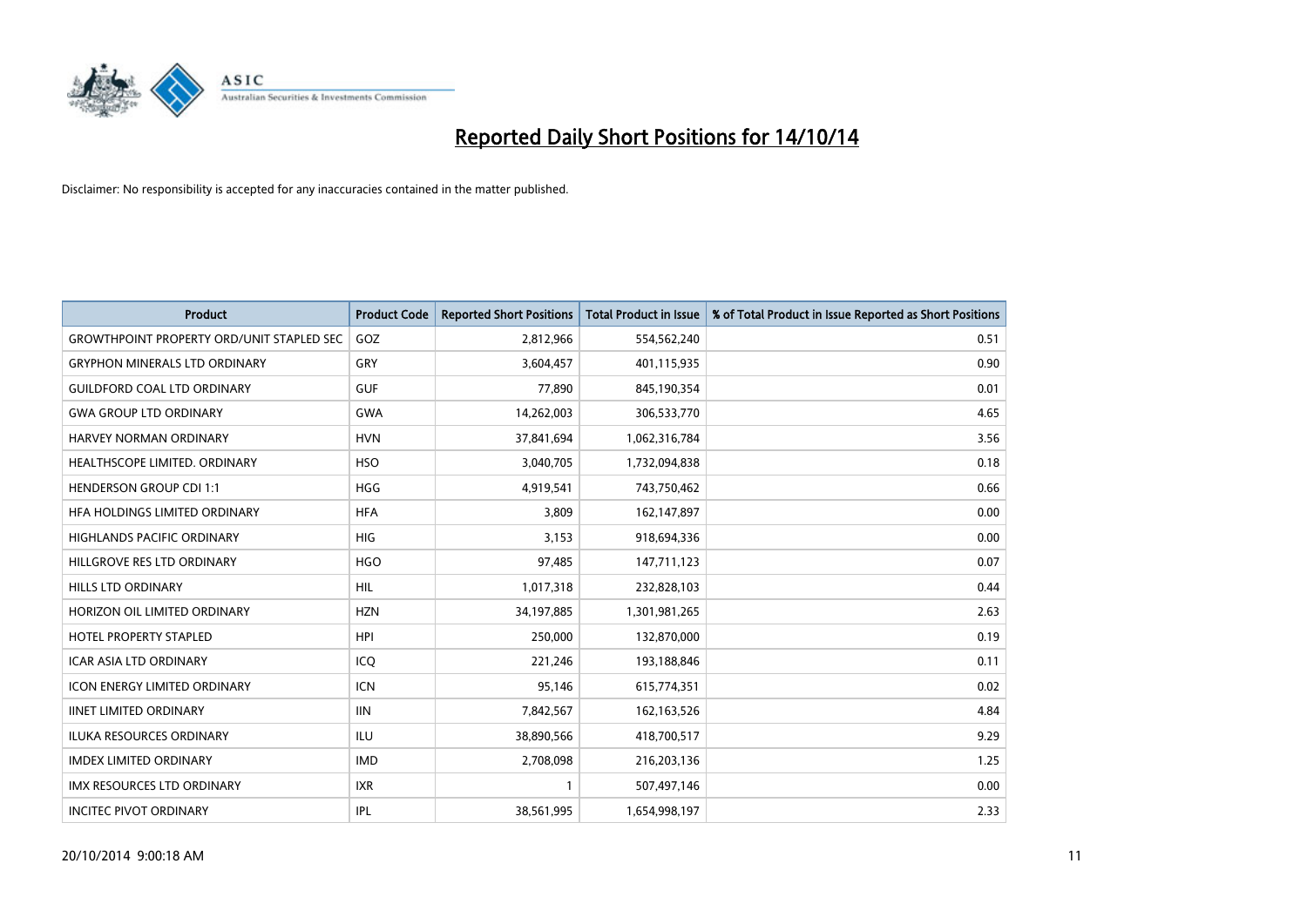# Reported Daily Short Positions for 14/10/14

Disclaimer: No responsibility is accepted for any inaccuracies contained in the matter published.

| Product | Product Code | Reported Short Positions | Total Product in Issue | % of Total Product in Issue Reported as Short Positions |
|---|---|---|---|---|
| GROWTHPOINT PROPERTY ORD/UNIT STAPLED SEC | GOZ | 2,812,966 | 554,562,240 | 0.51 |
| GRYPHON MINERALS LTD ORDINARY | GRY | 3,604,457 | 401,115,935 | 0.90 |
| GUILDFORD COAL LTD ORDINARY | GUF | 77,890 | 845,190,354 | 0.01 |
| GWA GROUP LTD ORDINARY | GWA | 14,262,003 | 306,533,770 | 4.65 |
| HARVEY NORMAN ORDINARY | HVN | 37,841,694 | 1,062,316,784 | 3.56 |
| HEALTHSCOPE LIMITED. ORDINARY | HSO | 3,040,705 | 1,732,094,838 | 0.18 |
| HENDERSON GROUP CDI 1:1 | HGG | 4,919,541 | 743,750,462 | 0.66 |
| HFA HOLDINGS LIMITED ORDINARY | HFA | 3,809 | 162,147,897 | 0.00 |
| HIGHLANDS PACIFIC ORDINARY | HIG | 3,153 | 918,694,336 | 0.00 |
| HILLGROVE RES LTD ORDINARY | HGO | 97,485 | 147,711,123 | 0.07 |
| HILLS LTD ORDINARY | HIL | 1,017,318 | 232,828,103 | 0.44 |
| HORIZON OIL LIMITED ORDINARY | HZN | 34,197,885 | 1,301,981,265 | 2.63 |
| HOTEL PROPERTY STAPLED | HPI | 250,000 | 132,870,000 | 0.19 |
| ICAR ASIA LTD ORDINARY | ICQ | 221,246 | 193,188,846 | 0.11 |
| ICON ENERGY LIMITED ORDINARY | ICN | 95,146 | 615,774,351 | 0.02 |
| IINET LIMITED ORDINARY | IIN | 7,842,567 | 162,163,526 | 4.84 |
| ILUKA RESOURCES ORDINARY | ILU | 38,890,566 | 418,700,517 | 9.29 |
| IMDEX LIMITED ORDINARY | IMD | 2,708,098 | 216,203,136 | 1.25 |
| IMX RESOURCES LTD ORDINARY | IXR | 1 | 507,497,146 | 0.00 |
| INCITEC PIVOT ORDINARY | IPL | 38,561,995 | 1,654,998,197 | 2.33 |

20/10/2014 9:00:18 AM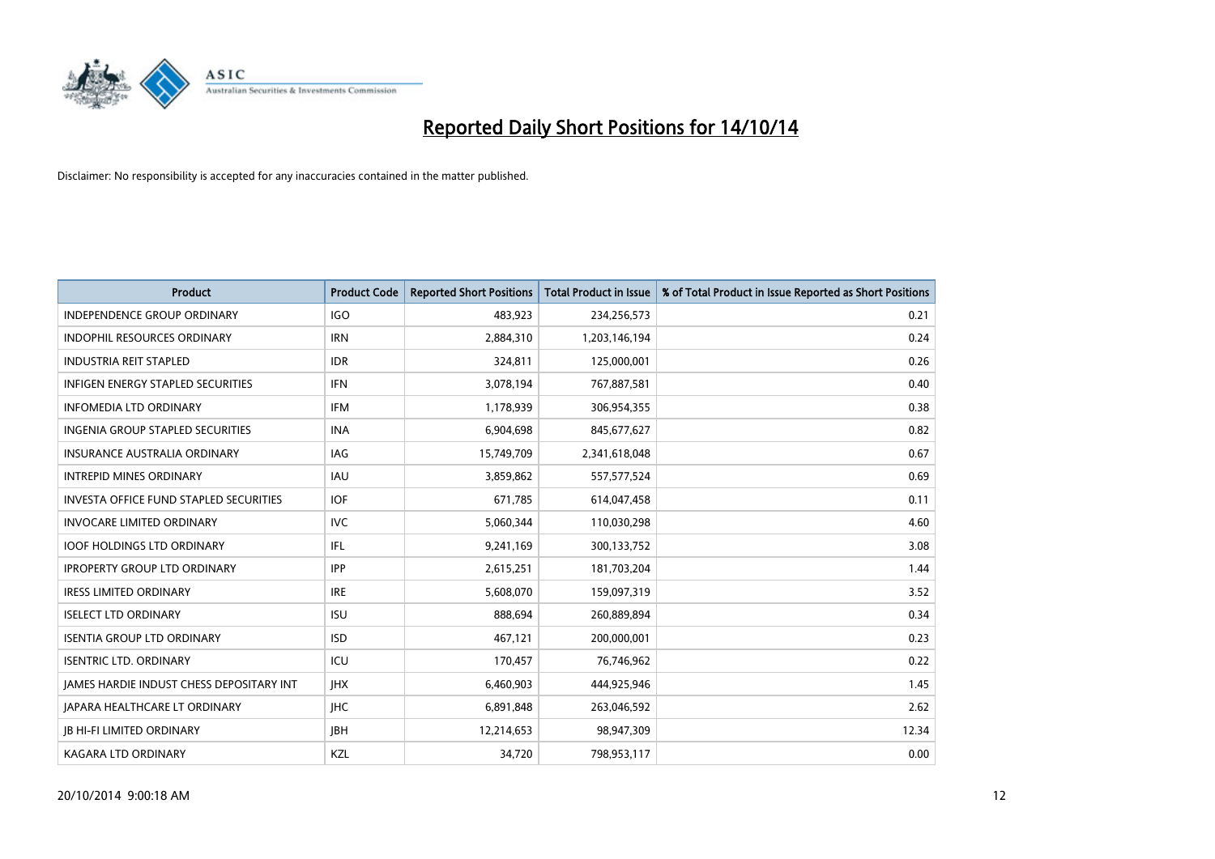# Reported Daily Short Positions for 14/10/14

Disclaimer: No responsibility is accepted for any inaccuracies contained in the matter published.

| Product | Product Code | Reported Short Positions | Total Product in Issue | % of Total Product in Issue Reported as Short Positions |
|---|---|---|---|---|
| INDEPENDENCE GROUP ORDINARY | IGO | 483,923 | 234,256,573 | 0.21 |
| INDOPHIL RESOURCES ORDINARY | IRN | 2,884,310 | 1,203,146,194 | 0.24 |
| INDUSTRIA REIT STAPLED | IDR | 324,811 | 125,000,001 | 0.26 |
| INFIGEN ENERGY STAPLED SECURITIES | IFN | 3,078,194 | 767,887,581 | 0.40 |
| INFOMEDIA LTD ORDINARY | IFM | 1,178,939 | 306,954,355 | 0.38 |
| INGENIA GROUP STAPLED SECURITIES | INA | 6,904,698 | 845,677,627 | 0.82 |
| INSURANCE AUSTRALIA ORDINARY | IAG | 15,749,709 | 2,341,618,048 | 0.67 |
| INTREPID MINES ORDINARY | IAU | 3,859,862 | 557,577,524 | 0.69 |
| INVESTA OFFICE FUND STAPLED SECURITIES | IOF | 671,785 | 614,047,458 | 0.11 |
| INVOCARE LIMITED ORDINARY | IVC | 5,060,344 | 110,030,298 | 4.60 |
| IOOF HOLDINGS LTD ORDINARY | IFL | 9,241,169 | 300,133,752 | 3.08 |
| IPROPERTY GROUP LTD ORDINARY | IPP | 2,615,251 | 181,703,204 | 1.44 |
| IRESS LIMITED ORDINARY | IRE | 5,608,070 | 159,097,319 | 3.52 |
| ISELECT LTD ORDINARY | ISU | 888,694 | 260,889,894 | 0.34 |
| ISENTIA GROUP LTD ORDINARY | ISD | 467,121 | 200,000,001 | 0.23 |
| ISENTRIC LTD. ORDINARY | ICU | 170,457 | 76,746,962 | 0.22 |
| JAMES HARDIE INDUST CHESS DEPOSITARY INT | JHX | 6,460,903 | 444,925,946 | 1.45 |
| JAPARA HEALTHCARE LT ORDINARY | JHC | 6,891,848 | 263,046,592 | 2.62 |
| JB HI-FI LIMITED ORDINARY | JBH | 12,214,653 | 98,947,309 | 12.34 |
| KAGARA LTD ORDINARY | KZL | 34,720 | 798,953,117 | 0.00 |

20/10/2014 9:00:18 AM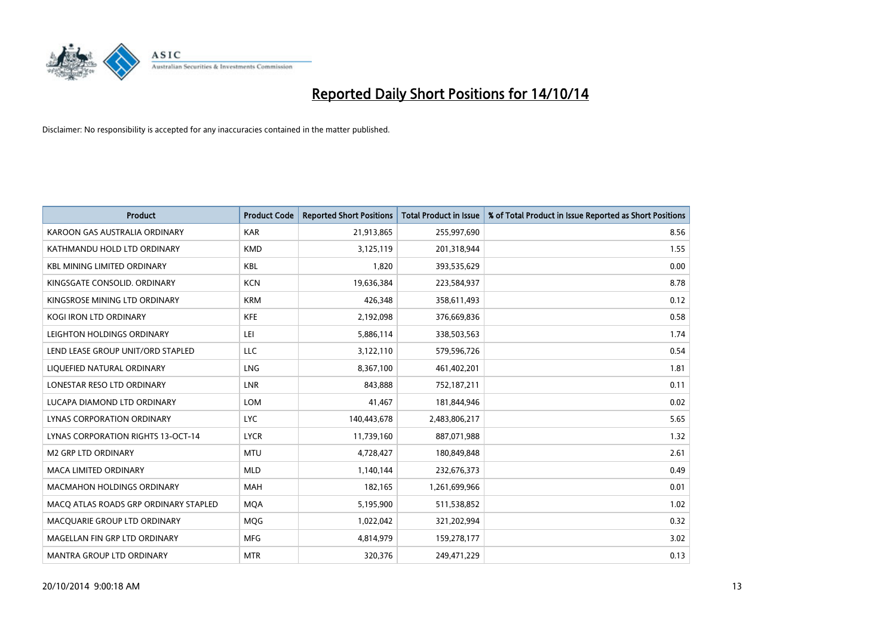# Reported Daily Short Positions for 14/10/14

Disclaimer: No responsibility is accepted for any inaccuracies contained in the matter published.

| Product | Product Code | Reported Short Positions | Total Product in Issue | % of Total Product in Issue Reported as Short Positions |
|---|---|---|---|---|
| KAROON GAS AUSTRALIA ORDINARY | KAR | 21,913,865 | 255,997,690 | 8.56 |
| KATHMANDU HOLD LTD ORDINARY | KMD | 3,125,119 | 201,318,944 | 1.55 |
| KBL MINING LIMITED ORDINARY | KBL | 1,820 | 393,535,629 | 0.00 |
| KINGSGATE CONSOLID. ORDINARY | KCN | 19,636,384 | 223,584,937 | 8.78 |
| KINGSROSE MINING LTD ORDINARY | KRM | 426,348 | 358,611,493 | 0.12 |
| KOGI IRON LTD ORDINARY | KFE | 2,192,098 | 376,669,836 | 0.58 |
| LEIGHTON HOLDINGS ORDINARY | LEI | 5,886,114 | 338,503,563 | 1.74 |
| LEND LEASE GROUP UNIT/ORD STAPLED | LLC | 3,122,110 | 579,596,726 | 0.54 |
| LIQUEFIED NATURAL ORDINARY | LNG | 8,367,100 | 461,402,201 | 1.81 |
| LONESTAR RESO LTD ORDINARY | LNR | 843,888 | 752,187,211 | 0.11 |
| LUCAPA DIAMOND LTD ORDINARY | LOM | 41,467 | 181,844,946 | 0.02 |
| LYNAS CORPORATION ORDINARY | LYC | 140,443,678 | 2,483,806,217 | 5.65 |
| LYNAS CORPORATION RIGHTS 13-OCT-14 | LYCR | 11,739,160 | 887,071,988 | 1.32 |
| M2 GRP LTD ORDINARY | MTU | 4,728,427 | 180,849,848 | 2.61 |
| MACA LIMITED ORDINARY | MLD | 1,140,144 | 232,676,373 | 0.49 |
| MACMAHON HOLDINGS ORDINARY | MAH | 182,165 | 1,261,699,966 | 0.01 |
| MACQ ATLAS ROADS GRP ORDINARY STAPLED | MQA | 5,195,900 | 511,538,852 | 1.02 |
| MACQUARIE GROUP LTD ORDINARY | MQG | 1,022,042 | 321,202,994 | 0.32 |
| MAGELLAN FIN GRP LTD ORDINARY | MFG | 4,814,979 | 159,278,177 | 3.02 |
| MANTRA GROUP LTD ORDINARY | MTR | 320,376 | 249,471,229 | 0.13 |

20/10/2014 9:00:18 AM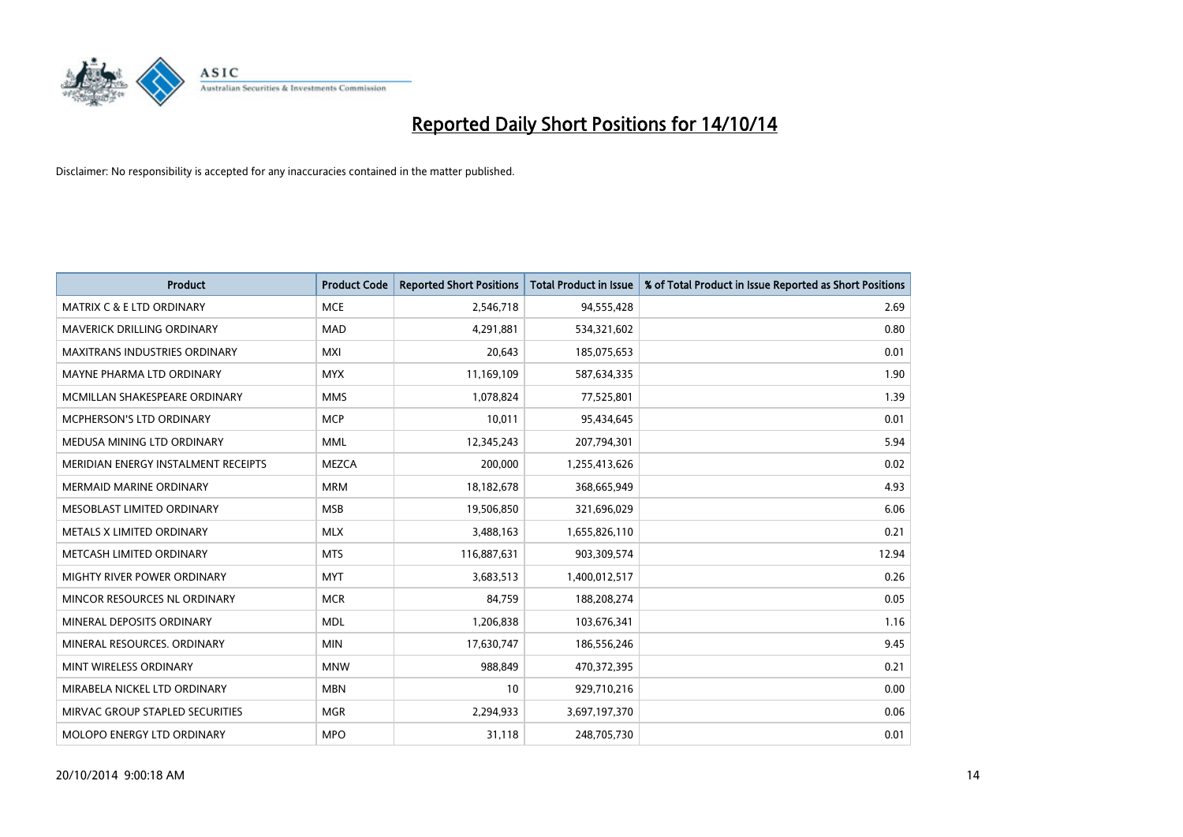# Reported Daily Short Positions for 14/10/14

Disclaimer: No responsibility is accepted for any inaccuracies contained in the matter published.

| Product | Product Code | Reported Short Positions | Total Product in Issue | % of Total Product in Issue Reported as Short Positions |
|---|---|---|---|---|
| MATRIX C & E LTD ORDINARY | MCE | 2,546,718 | 94,555,428 | 2.69 |
| MAVERICK DRILLING ORDINARY | MAD | 4,291,881 | 534,321,602 | 0.80 |
| MAXITRANS INDUSTRIES ORDINARY | MXI | 20,643 | 185,075,653 | 0.01 |
| MAYNE PHARMA LTD ORDINARY | MYX | 11,169,109 | 587,634,335 | 1.90 |
| MCMILLAN SHAKESPEARE ORDINARY | MMS | 1,078,824 | 77,525,801 | 1.39 |
| MCPHERSON'S LTD ORDINARY | MCP | 10,011 | 95,434,645 | 0.01 |
| MEDUSA MINING LTD ORDINARY | MML | 12,345,243 | 207,794,301 | 5.94 |
| MERIDIAN ENERGY INSTALMENT RECEIPTS | MEZCA | 200,000 | 1,255,413,626 | 0.02 |
| MERMAID MARINE ORDINARY | MRM | 18,182,678 | 368,665,949 | 4.93 |
| MESOBLAST LIMITED ORDINARY | MSB | 19,506,850 | 321,696,029 | 6.06 |
| METALS X LIMITED ORDINARY | MLX | 3,488,163 | 1,655,826,110 | 0.21 |
| METCASH LIMITED ORDINARY | MTS | 116,887,631 | 903,309,574 | 12.94 |
| MIGHTY RIVER POWER ORDINARY | MYT | 3,683,513 | 1,400,012,517 | 0.26 |
| MINCOR RESOURCES NL ORDINARY | MCR | 84,759 | 188,208,274 | 0.05 |
| MINERAL DEPOSITS ORDINARY | MDL | 1,206,838 | 103,676,341 | 1.16 |
| MINERAL RESOURCES. ORDINARY | MIN | 17,630,747 | 186,556,246 | 9.45 |
| MINT WIRELESS ORDINARY | MNW | 988,849 | 470,372,395 | 0.21 |
| MIRABELA NICKEL LTD ORDINARY | MBN | 10 | 929,710,216 | 0.00 |
| MIRVAC GROUP STAPLED SECURITIES | MGR | 2,294,933 | 3,697,197,370 | 0.06 |
| MOLOPO ENERGY LTD ORDINARY | MPO | 31,118 | 248,705,730 | 0.01 |

20/10/2014 9:00:18 AM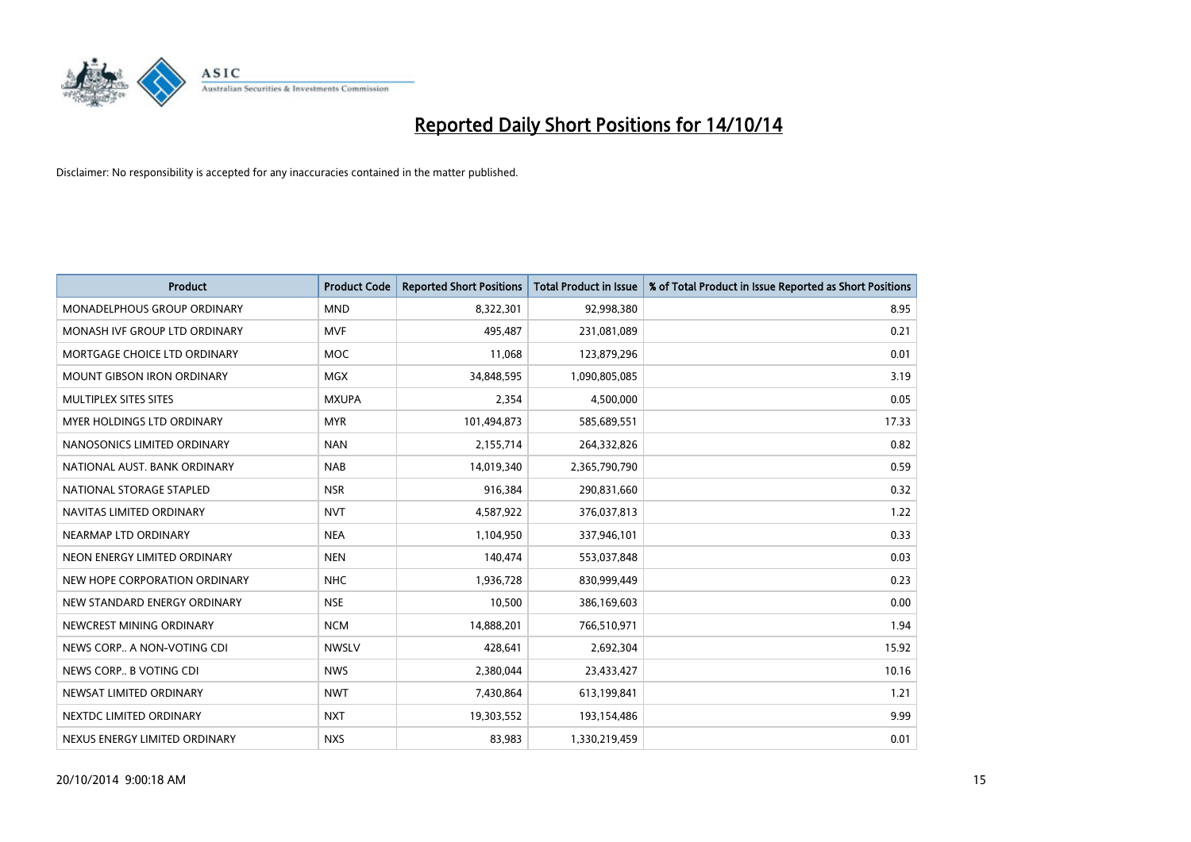# Reported Daily Short Positions for 14/10/14

Disclaimer: No responsibility is accepted for any inaccuracies contained in the matter published.

| Product | Product Code | Reported Short Positions | Total Product in Issue | % of Total Product in Issue Reported as Short Positions |
|---|---|---|---|---|
| MONADELPHOUS GROUP ORDINARY | MND | 8,322,301 | 92,998,380 | 8.95 |
| MONASH IVF GROUP LTD ORDINARY | MVF | 495,487 | 231,081,089 | 0.21 |
| MORTGAGE CHOICE LTD ORDINARY | MOC | 11,068 | 123,879,296 | 0.01 |
| MOUNT GIBSON IRON ORDINARY | MGX | 34,848,595 | 1,090,805,085 | 3.19 |
| MULTIPLEX SITES SITES | MXUPA | 2,354 | 4,500,000 | 0.05 |
| MYER HOLDINGS LTD ORDINARY | MYR | 101,494,873 | 585,689,551 | 17.33 |
| NANOSONICS LIMITED ORDINARY | NAN | 2,155,714 | 264,332,826 | 0.82 |
| NATIONAL AUST. BANK ORDINARY | NAB | 14,019,340 | 2,365,790,790 | 0.59 |
| NATIONAL STORAGE STAPLED | NSR | 916,384 | 290,831,660 | 0.32 |
| NAVITAS LIMITED ORDINARY | NVT | 4,587,922 | 376,037,813 | 1.22 |
| NEARMAP LTD ORDINARY | NEA | 1,104,950 | 337,946,101 | 0.33 |
| NEON ENERGY LIMITED ORDINARY | NEN | 140,474 | 553,037,848 | 0.03 |
| NEW HOPE CORPORATION ORDINARY | NHC | 1,936,728 | 830,999,449 | 0.23 |
| NEW STANDARD ENERGY ORDINARY | NSE | 10,500 | 386,169,603 | 0.00 |
| NEWCREST MINING ORDINARY | NCM | 14,888,201 | 766,510,971 | 1.94 |
| NEWS CORP.. A NON-VOTING CDI | NWSLV | 428,641 | 2,692,304 | 15.92 |
| NEWS CORP.. B VOTING CDI | NWS | 2,380,044 | 23,433,427 | 10.16 |
| NEWSAT LIMITED ORDINARY | NWT | 7,430,864 | 613,199,841 | 1.21 |
| NEXTDC LIMITED ORDINARY | NXT | 19,303,552 | 193,154,486 | 9.99 |
| NEXUS ENERGY LIMITED ORDINARY | NXS | 83,983 | 1,330,219,459 | 0.01 |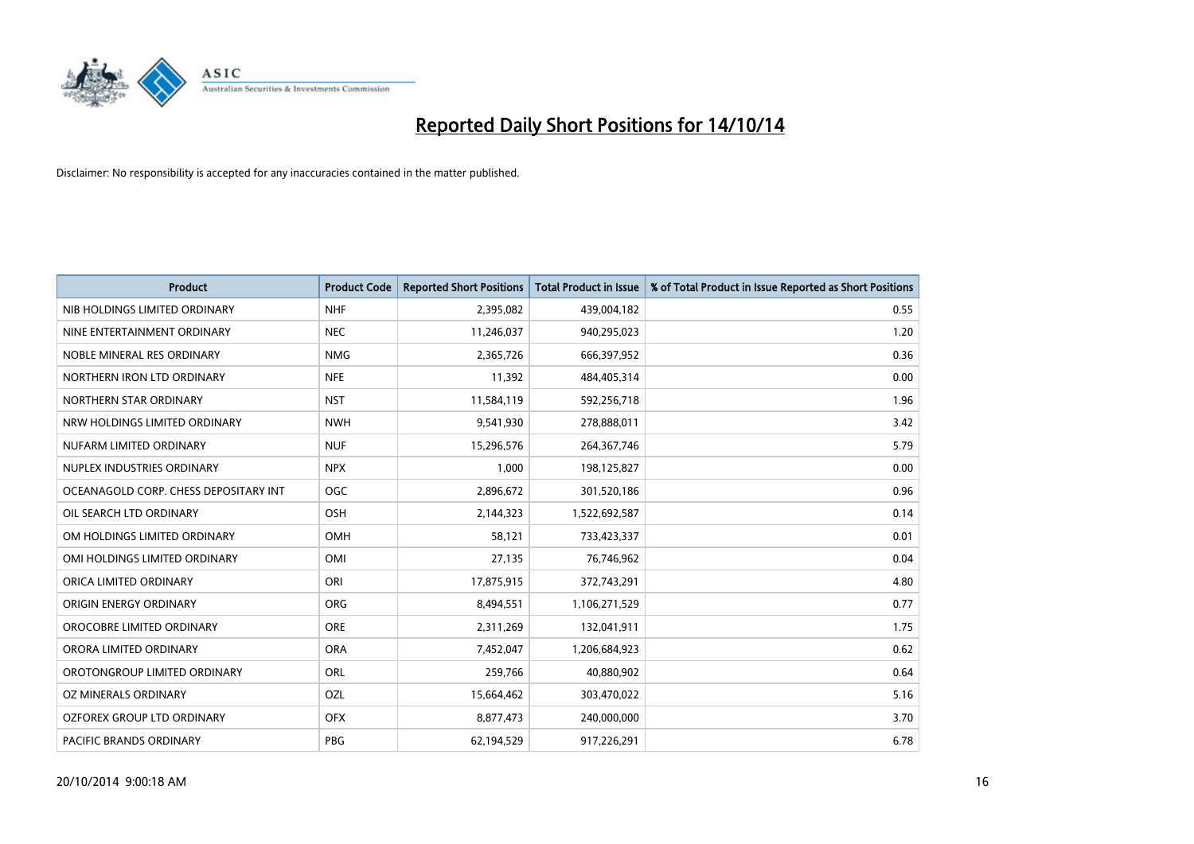# Reported Daily Short Positions for 14/10/14

Disclaimer: No responsibility is accepted for any inaccuracies contained in the matter published.

| Product | Product Code | Reported Short Positions | Total Product in Issue | % of Total Product in Issue Reported as Short Positions |
|---|---|---|---|---|
| NIB HOLDINGS LIMITED ORDINARY | NHF | 2,395,082 | 439,004,182 | 0.55 |
| NINE ENTERTAINMENT ORDINARY | NEC | 11,246,037 | 940,295,023 | 1.20 |
| NOBLE MINERAL RES ORDINARY | NMG | 2,365,726 | 666,397,952 | 0.36 |
| NORTHERN IRON LTD ORDINARY | NFE | 11,392 | 484,405,314 | 0.00 |
| NORTHERN STAR ORDINARY | NST | 11,584,119 | 592,256,718 | 1.96 |
| NRW HOLDINGS LIMITED ORDINARY | NWH | 9,541,930 | 278,888,011 | 3.42 |
| NUFARM LIMITED ORDINARY | NUF | 15,296,576 | 264,367,746 | 5.79 |
| NUPLEX INDUSTRIES ORDINARY | NPX | 1,000 | 198,125,827 | 0.00 |
| OCEANAGOLD CORP. CHESS DEPOSITARY INT | OGC | 2,896,672 | 301,520,186 | 0.96 |
| OIL SEARCH LTD ORDINARY | OSH | 2,144,323 | 1,522,692,587 | 0.14 |
| OM HOLDINGS LIMITED ORDINARY | OMH | 58,121 | 733,423,337 | 0.01 |
| OMI HOLDINGS LIMITED ORDINARY | OMI | 27,135 | 76,746,962 | 0.04 |
| ORICA LIMITED ORDINARY | ORI | 17,875,915 | 372,743,291 | 4.80 |
| ORIGIN ENERGY ORDINARY | ORG | 8,494,551 | 1,106,271,529 | 0.77 |
| OROCOBRE LIMITED ORDINARY | ORE | 2,311,269 | 132,041,911 | 1.75 |
| ORORA LIMITED ORDINARY | ORA | 7,452,047 | 1,206,684,923 | 0.62 |
| OROTONGROUP LIMITED ORDINARY | ORL | 259,766 | 40,880,902 | 0.64 |
| OZ MINERALS ORDINARY | OZL | 15,664,462 | 303,470,022 | 5.16 |
| OZFOREX GROUP LTD ORDINARY | OFX | 8,877,473 | 240,000,000 | 3.70 |
| PACIFIC BRANDS ORDINARY | PBG | 62,194,529 | 917,226,291 | 6.78 |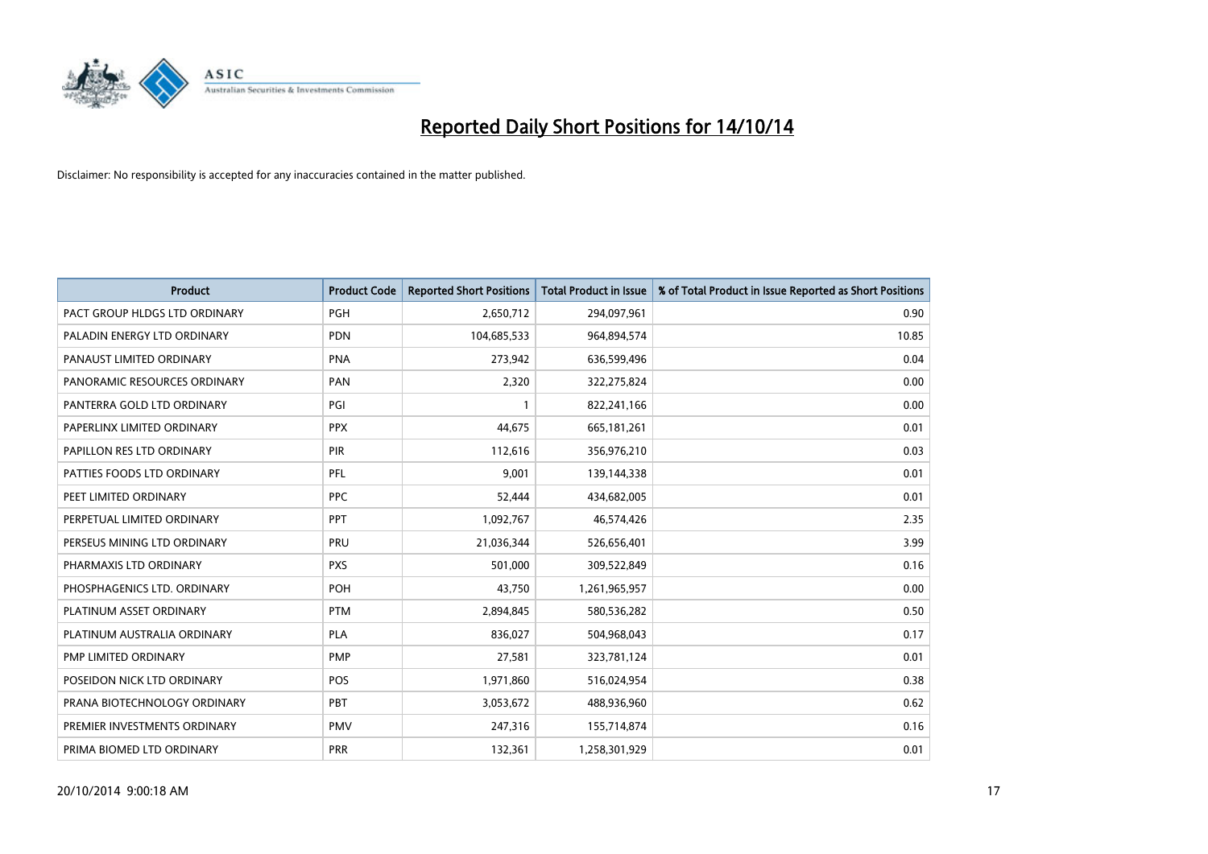# Reported Daily Short Positions for 14/10/14

Disclaimer: No responsibility is accepted for any inaccuracies contained in the matter published.

| Product | Product Code | Reported Short Positions | Total Product in Issue | % of Total Product in Issue Reported as Short Positions |
|---|---|---|---|---|
| PACT GROUP HLDGS LTD ORDINARY | PGH | 2,650,712 | 294,097,961 | 0.90 |
| PALADIN ENERGY LTD ORDINARY | PDN | 104,685,533 | 964,894,574 | 10.85 |
| PANAUST LIMITED ORDINARY | PNA | 273,942 | 636,599,496 | 0.04 |
| PANORAMIC RESOURCES ORDINARY | PAN | 2,320 | 322,275,824 | 0.00 |
| PANTERRA GOLD LTD ORDINARY | PGI | 1 | 822,241,166 | 0.00 |
| PAPERLINX LIMITED ORDINARY | PPX | 44,675 | 665,181,261 | 0.01 |
| PAPILLON RES LTD ORDINARY | PIR | 112,616 | 356,976,210 | 0.03 |
| PATTIES FOODS LTD ORDINARY | PFL | 9,001 | 139,144,338 | 0.01 |
| PEET LIMITED ORDINARY | PPC | 52,444 | 434,682,005 | 0.01 |
| PERPETUAL LIMITED ORDINARY | PPT | 1,092,767 | 46,574,426 | 2.35 |
| PERSEUS MINING LTD ORDINARY | PRU | 21,036,344 | 526,656,401 | 3.99 |
| PHARMAXIS LTD ORDINARY | PXS | 501,000 | 309,522,849 | 0.16 |
| PHOSPHAGENICS LTD. ORDINARY | POH | 43,750 | 1,261,965,957 | 0.00 |
| PLATINUM ASSET ORDINARY | PTM | 2,894,845 | 580,536,282 | 0.50 |
| PLATINUM AUSTRALIA ORDINARY | PLA | 836,027 | 504,968,043 | 0.17 |
| PMP LIMITED ORDINARY | PMP | 27,581 | 323,781,124 | 0.01 |
| POSEIDON NICK LTD ORDINARY | POS | 1,971,860 | 516,024,954 | 0.38 |
| PRANA BIOTECHNOLOGY ORDINARY | PBT | 3,053,672 | 488,936,960 | 0.62 |
| PREMIER INVESTMENTS ORDINARY | PMV | 247,316 | 155,714,874 | 0.16 |
| PRIMA BIOMED LTD ORDINARY | PRR | 132,361 | 1,258,301,929 | 0.01 |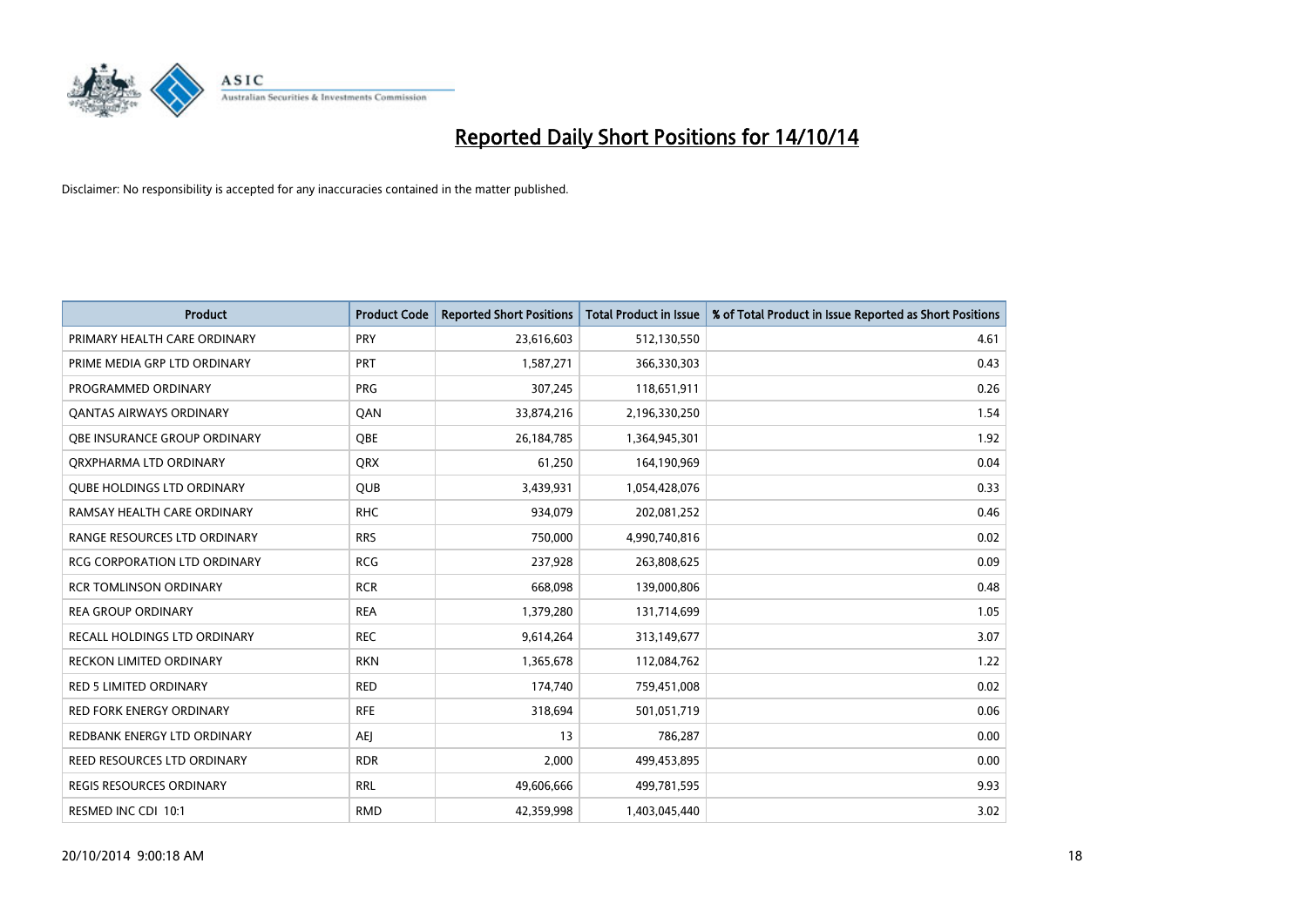# Reported Daily Short Positions for 14/10/14

Disclaimer: No responsibility is accepted for any inaccuracies contained in the matter published.

| Product | Product Code | Reported Short Positions | Total Product in Issue | % of Total Product in Issue Reported as Short Positions |
|---|---|---|---|---|
| PRIMARY HEALTH CARE ORDINARY | PRY | 23,616,603 | 512,130,550 | 4.61 |
| PRIME MEDIA GRP LTD ORDINARY | PRT | 1,587,271 | 366,330,303 | 0.43 |
| PROGRAMMED ORDINARY | PRG | 307,245 | 118,651,911 | 0.26 |
| QANTAS AIRWAYS ORDINARY | QAN | 33,874,216 | 2,196,330,250 | 1.54 |
| QBE INSURANCE GROUP ORDINARY | QBE | 26,184,785 | 1,364,945,301 | 1.92 |
| QRXPHARMA LTD ORDINARY | QRX | 61,250 | 164,190,969 | 0.04 |
| QUBE HOLDINGS LTD ORDINARY | QUB | 3,439,931 | 1,054,428,076 | 0.33 |
| RAMSAY HEALTH CARE ORDINARY | RHC | 934,079 | 202,081,252 | 0.46 |
| RANGE RESOURCES LTD ORDINARY | RRS | 750,000 | 4,990,740,816 | 0.02 |
| RCG CORPORATION LTD ORDINARY | RCG | 237,928 | 263,808,625 | 0.09 |
| RCR TOMLINSON ORDINARY | RCR | 668,098 | 139,000,806 | 0.48 |
| REA GROUP ORDINARY | REA | 1,379,280 | 131,714,699 | 1.05 |
| RECALL HOLDINGS LTD ORDINARY | REC | 9,614,264 | 313,149,677 | 3.07 |
| RECKON LIMITED ORDINARY | RKN | 1,365,678 | 112,084,762 | 1.22 |
| RED 5 LIMITED ORDINARY | RED | 174,740 | 759,451,008 | 0.02 |
| RED FORK ENERGY ORDINARY | RFE | 318,694 | 501,051,719 | 0.06 |
| REDBANK ENERGY LTD ORDINARY | AEJ | 13 | 786,287 | 0.00 |
| REED RESOURCES LTD ORDINARY | RDR | 2,000 | 499,453,895 | 0.00 |
| REGIS RESOURCES ORDINARY | RRL | 49,606,666 | 499,781,595 | 9.93 |
| RESMED INC CDI 10:1 | RMD | 42,359,998 | 1,403,045,440 | 3.02 |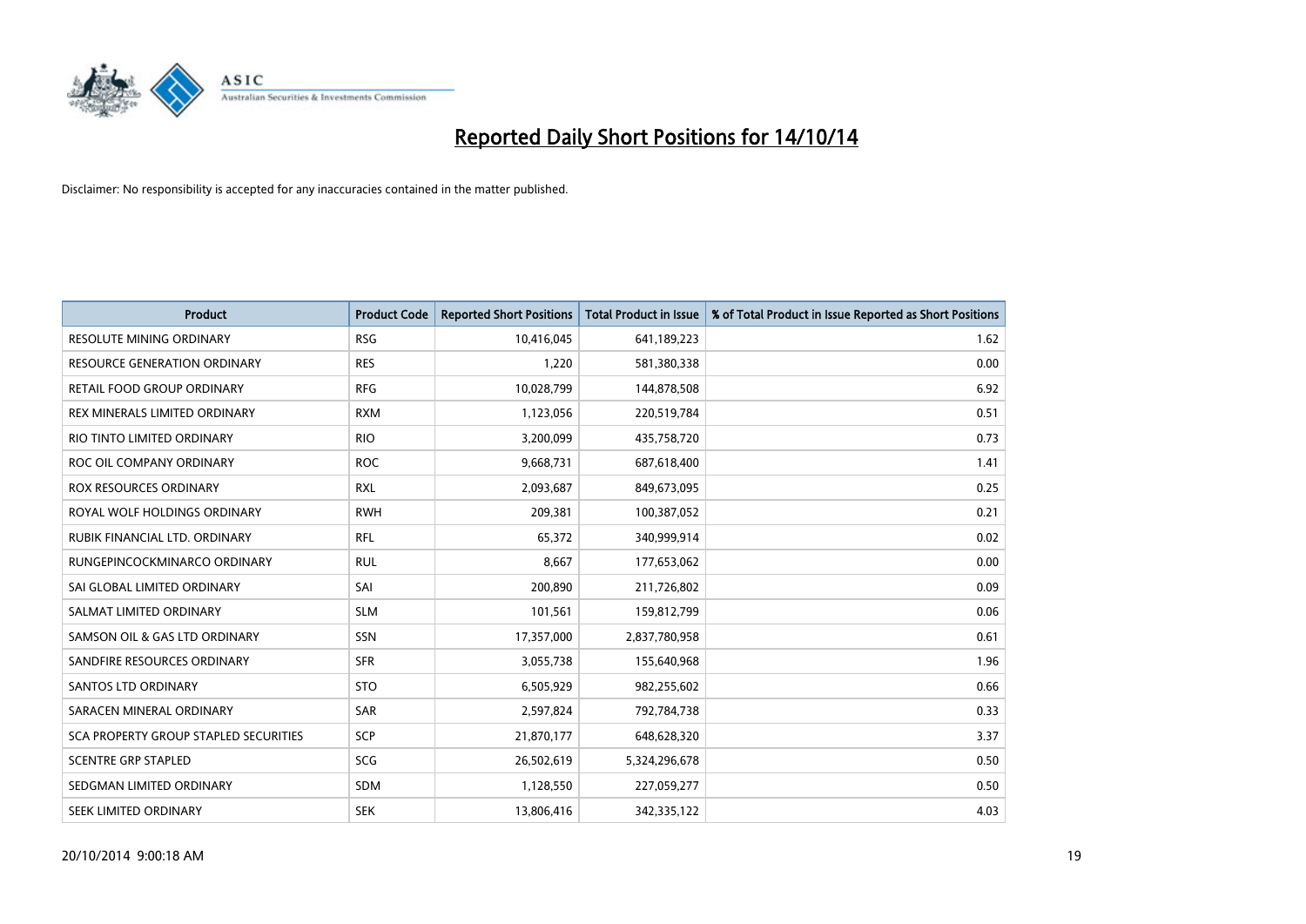# Reported Daily Short Positions for 14/10/14

Disclaimer: No responsibility is accepted for any inaccuracies contained in the matter published.

| Product | Product Code | Reported Short Positions | Total Product in Issue | % of Total Product in Issue Reported as Short Positions |
|---|---|---|---|---|
| RESOLUTE MINING ORDINARY | RSG | 10,416,045 | 641,189,223 | 1.62 |
| RESOURCE GENERATION ORDINARY | RES | 1,220 | 581,380,338 | 0.00 |
| RETAIL FOOD GROUP ORDINARY | RFG | 10,028,799 | 144,878,508 | 6.92 |
| REX MINERALS LIMITED ORDINARY | RXM | 1,123,056 | 220,519,784 | 0.51 |
| RIO TINTO LIMITED ORDINARY | RIO | 3,200,099 | 435,758,720 | 0.73 |
| ROC OIL COMPANY ORDINARY | ROC | 9,668,731 | 687,618,400 | 1.41 |
| ROX RESOURCES ORDINARY | RXL | 2,093,687 | 849,673,095 | 0.25 |
| ROYAL WOLF HOLDINGS ORDINARY | RWH | 209,381 | 100,387,052 | 0.21 |
| RUBIK FINANCIAL LTD. ORDINARY | RFL | 65,372 | 340,999,914 | 0.02 |
| RUNGEPINCOCKMINARCO ORDINARY | RUL | 8,667 | 177,653,062 | 0.00 |
| SAI GLOBAL LIMITED ORDINARY | SAI | 200,890 | 211,726,802 | 0.09 |
| SALMAT LIMITED ORDINARY | SLM | 101,561 | 159,812,799 | 0.06 |
| SAMSON OIL & GAS LTD ORDINARY | SSN | 17,357,000 | 2,837,780,958 | 0.61 |
| SANDFIRE RESOURCES ORDINARY | SFR | 3,055,738 | 155,640,968 | 1.96 |
| SANTOS LTD ORDINARY | STO | 6,505,929 | 982,255,602 | 0.66 |
| SARACEN MINERAL ORDINARY | SAR | 2,597,824 | 792,784,738 | 0.33 |
| SCA PROPERTY GROUP STAPLED SECURITIES | SCP | 21,870,177 | 648,628,320 | 3.37 |
| SCENTRE GRP STAPLED | SCG | 26,502,619 | 5,324,296,678 | 0.50 |
| SEDGMAN LIMITED ORDINARY | SDM | 1,128,550 | 227,059,277 | 0.50 |
| SEEK LIMITED ORDINARY | SEK | 13,806,416 | 342,335,122 | 4.03 |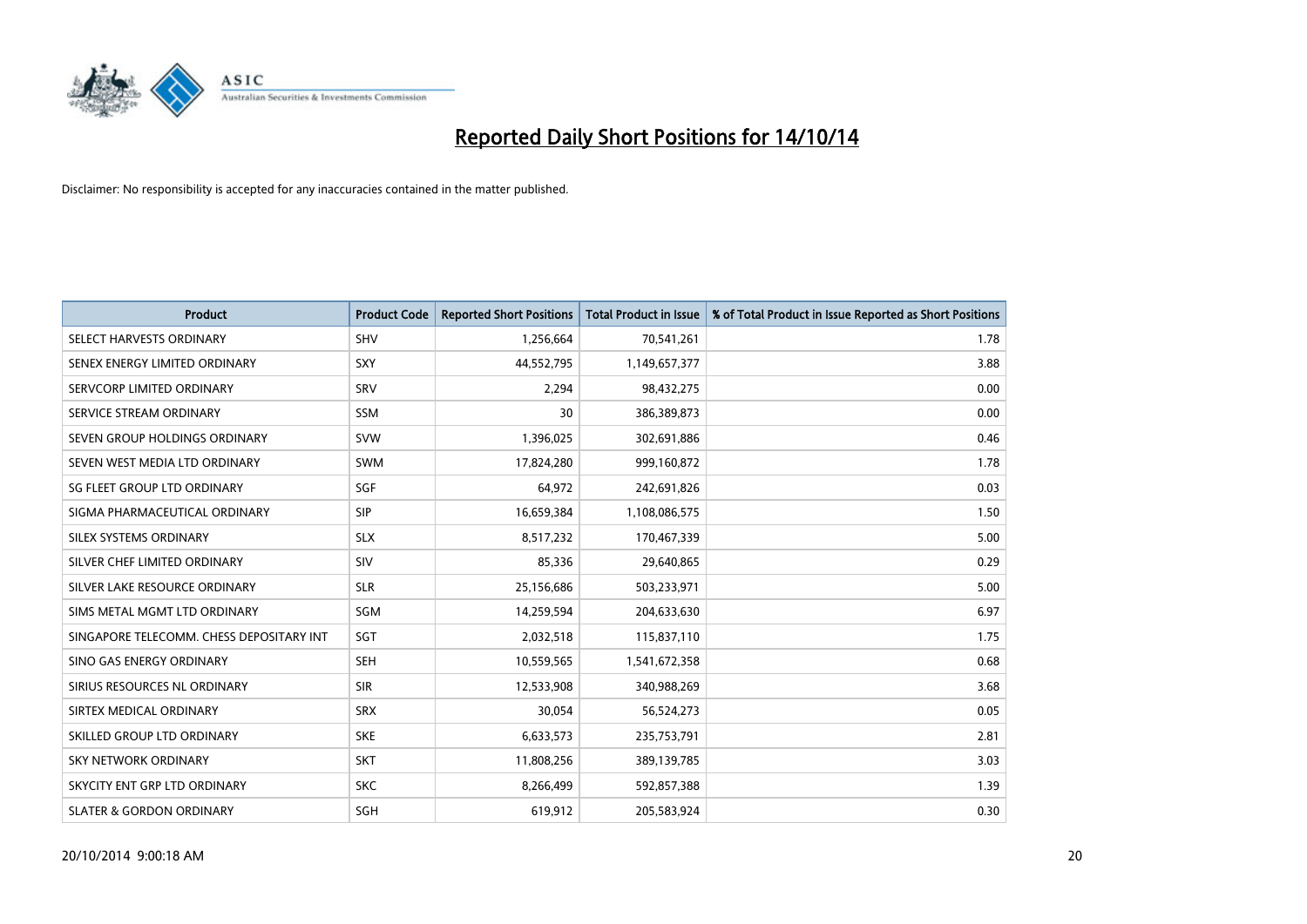# Reported Daily Short Positions for 14/10/14

Disclaimer: No responsibility is accepted for any inaccuracies contained in the matter published.

| Product | Product Code | Reported Short Positions | Total Product in Issue | % of Total Product in Issue Reported as Short Positions |
|---|---|---|---|---|
| SELECT HARVESTS ORDINARY | SHV | 1,256,664 | 70,541,261 | 1.78 |
| SENEX ENERGY LIMITED ORDINARY | SXY | 44,552,795 | 1,149,657,377 | 3.88 |
| SERVCORP LIMITED ORDINARY | SRV | 2,294 | 98,432,275 | 0.00 |
| SERVICE STREAM ORDINARY | SSM | 30 | 386,389,873 | 0.00 |
| SEVEN GROUP HOLDINGS ORDINARY | SVW | 1,396,025 | 302,691,886 | 0.46 |
| SEVEN WEST MEDIA LTD ORDINARY | SWM | 17,824,280 | 999,160,872 | 1.78 |
| SG FLEET GROUP LTD ORDINARY | SGF | 64,972 | 242,691,826 | 0.03 |
| SIGMA PHARMACEUTICAL ORDINARY | SIP | 16,659,384 | 1,108,086,575 | 1.50 |
| SILEX SYSTEMS ORDINARY | SLX | 8,517,232 | 170,467,339 | 5.00 |
| SILVER CHEF LIMITED ORDINARY | SIV | 85,336 | 29,640,865 | 0.29 |
| SILVER LAKE RESOURCE ORDINARY | SLR | 25,156,686 | 503,233,971 | 5.00 |
| SIMS METAL MGMT LTD ORDINARY | SGM | 14,259,594 | 204,633,630 | 6.97 |
| SINGAPORE TELECOMM. CHESS DEPOSITARY INT | SGT | 2,032,518 | 115,837,110 | 1.75 |
| SINO GAS ENERGY ORDINARY | SEH | 10,559,565 | 1,541,672,358 | 0.68 |
| SIRIUS RESOURCES NL ORDINARY | SIR | 12,533,908 | 340,988,269 | 3.68 |
| SIRTEX MEDICAL ORDINARY | SRX | 30,054 | 56,524,273 | 0.05 |
| SKILLED GROUP LTD ORDINARY | SKE | 6,633,573 | 235,753,791 | 2.81 |
| SKY NETWORK ORDINARY | SKT | 11,808,256 | 389,139,785 | 3.03 |
| SKYCITY ENT GRP LTD ORDINARY | SKC | 8,266,499 | 592,857,388 | 1.39 |
| SLATER & GORDON ORDINARY | SGH | 619,912 | 205,583,924 | 0.30 |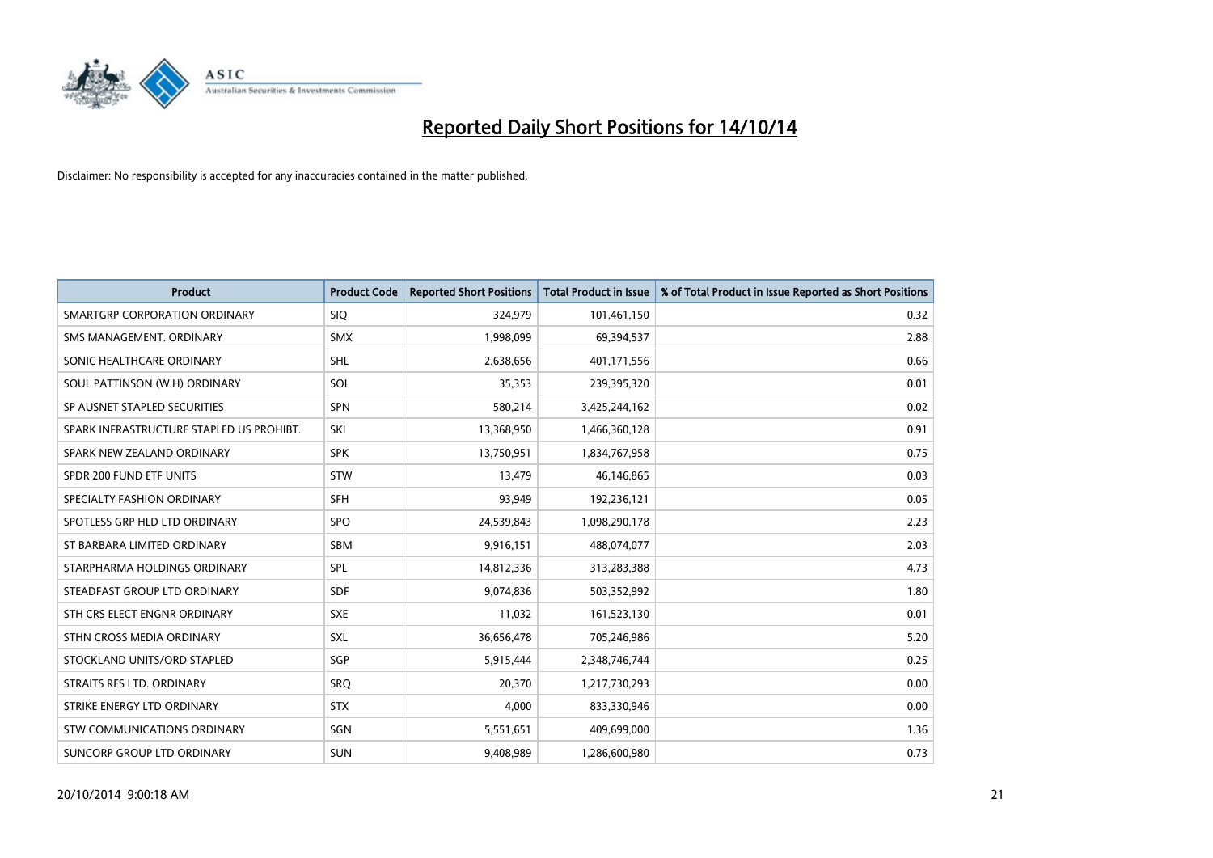# Reported Daily Short Positions for 14/10/14

Disclaimer: No responsibility is accepted for any inaccuracies contained in the matter published.

| Product | Product Code | Reported Short Positions | Total Product in Issue | % of Total Product in Issue Reported as Short Positions |
|---|---|---|---|---|
| SMARTGRP CORPORATION ORDINARY | SIQ | 324,979 | 101,461,150 | 0.32 |
| SMS MANAGEMENT. ORDINARY | SMX | 1,998,099 | 69,394,537 | 2.88 |
| SONIC HEALTHCARE ORDINARY | SHL | 2,638,656 | 401,171,556 | 0.66 |
| SOUL PATTINSON (W.H) ORDINARY | SOL | 35,353 | 239,395,320 | 0.01 |
| SP AUSNET STAPLED SECURITIES | SPN | 580,214 | 3,425,244,162 | 0.02 |
| SPARK INFRASTRUCTURE STAPLED US PROHIBT. | SKI | 13,368,950 | 1,466,360,128 | 0.91 |
| SPARK NEW ZEALAND ORDINARY | SPK | 13,750,951 | 1,834,767,958 | 0.75 |
| SPDR 200 FUND ETF UNITS | STW | 13,479 | 46,146,865 | 0.03 |
| SPECIALTY FASHION ORDINARY | SFH | 93,949 | 192,236,121 | 0.05 |
| SPOTLESS GRP HLD LTD ORDINARY | SPO | 24,539,843 | 1,098,290,178 | 2.23 |
| ST BARBARA LIMITED ORDINARY | SBM | 9,916,151 | 488,074,077 | 2.03 |
| STARPHARMA HOLDINGS ORDINARY | SPL | 14,812,336 | 313,283,388 | 4.73 |
| STEADFAST GROUP LTD ORDINARY | SDF | 9,074,836 | 503,352,992 | 1.80 |
| STH CRS ELECT ENGNR ORDINARY | SXE | 11,032 | 161,523,130 | 0.01 |
| STHN CROSS MEDIA ORDINARY | SXL | 36,656,478 | 705,246,986 | 5.20 |
| STOCKLAND UNITS/ORD STAPLED | SGP | 5,915,444 | 2,348,746,744 | 0.25 |
| STRAITS RES LTD. ORDINARY | SRQ | 20,370 | 1,217,730,293 | 0.00 |
| STRIKE ENERGY LTD ORDINARY | STX | 4,000 | 833,330,946 | 0.00 |
| STW COMMUNICATIONS ORDINARY | SGN | 5,551,651 | 409,699,000 | 1.36 |
| SUNCORP GROUP LTD ORDINARY | SUN | 9,408,989 | 1,286,600,980 | 0.73 |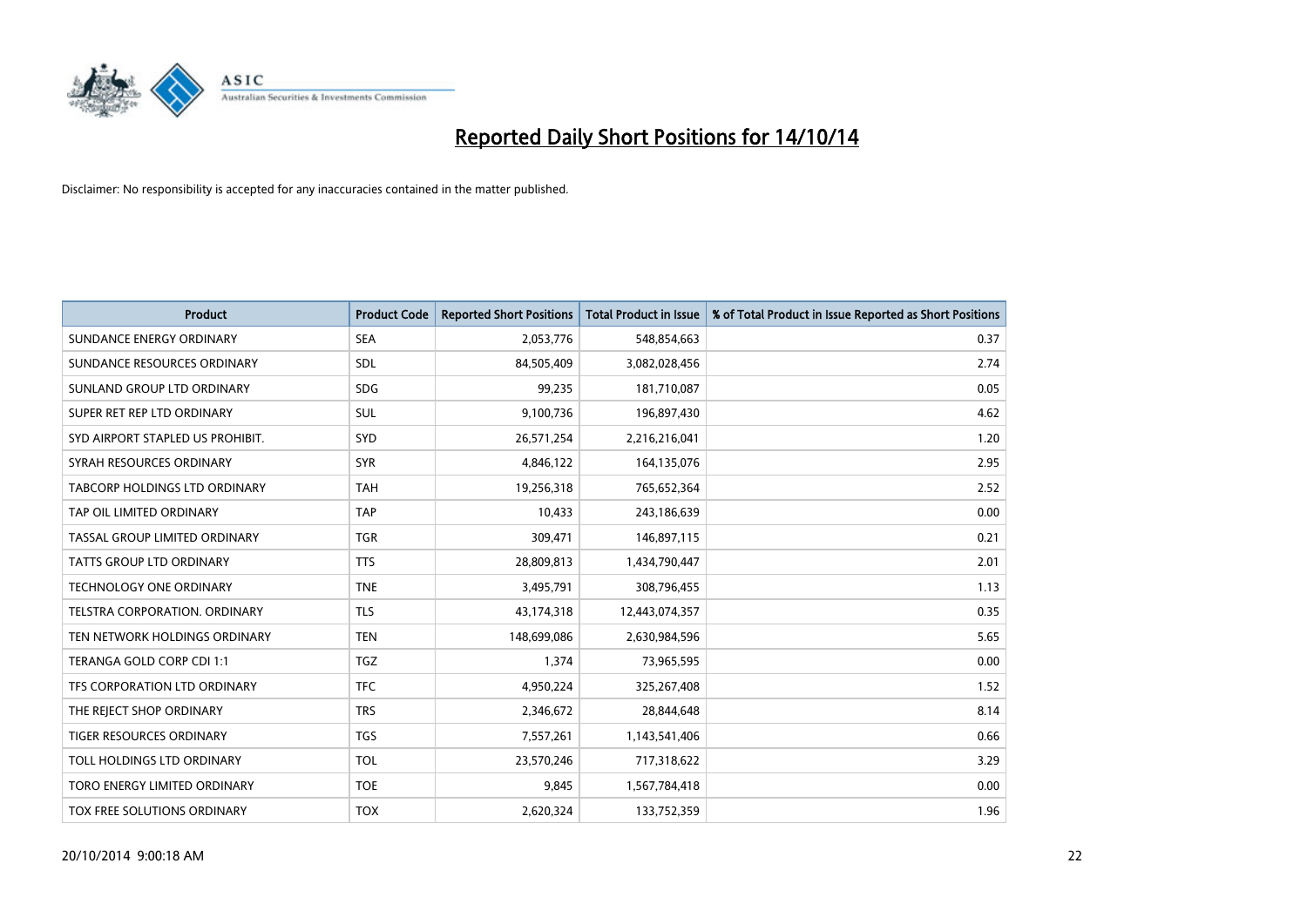# Reported Daily Short Positions for 14/10/14

Disclaimer: No responsibility is accepted for any inaccuracies contained in the matter published.

| Product | Product Code | Reported Short Positions | Total Product in Issue | % of Total Product in Issue Reported as Short Positions |
|---|---|---|---|---|
| SUNDANCE ENERGY ORDINARY | SEA | 2,053,776 | 548,854,663 | 0.37 |
| SUNDANCE RESOURCES ORDINARY | SDL | 84,505,409 | 3,082,028,456 | 2.74 |
| SUNLAND GROUP LTD ORDINARY | SDG | 99,235 | 181,710,087 | 0.05 |
| SUPER RET REP LTD ORDINARY | SUL | 9,100,736 | 196,897,430 | 4.62 |
| SYD AIRPORT STAPLED US PROHIBIT. | SYD | 26,571,254 | 2,216,216,041 | 1.20 |
| SYRAH RESOURCES ORDINARY | SYR | 4,846,122 | 164,135,076 | 2.95 |
| TABCORP HOLDINGS LTD ORDINARY | TAH | 19,256,318 | 765,652,364 | 2.52 |
| TAP OIL LIMITED ORDINARY | TAP | 10,433 | 243,186,639 | 0.00 |
| TASSAL GROUP LIMITED ORDINARY | TGR | 309,471 | 146,897,115 | 0.21 |
| TATTS GROUP LTD ORDINARY | TTS | 28,809,813 | 1,434,790,447 | 2.01 |
| TECHNOLOGY ONE ORDINARY | TNE | 3,495,791 | 308,796,455 | 1.13 |
| TELSTRA CORPORATION. ORDINARY | TLS | 43,174,318 | 12,443,074,357 | 0.35 |
| TEN NETWORK HOLDINGS ORDINARY | TEN | 148,699,086 | 2,630,984,596 | 5.65 |
| TERANGA GOLD CORP CDI 1:1 | TGZ | 1,374 | 73,965,595 | 0.00 |
| TFS CORPORATION LTD ORDINARY | TFC | 4,950,224 | 325,267,408 | 1.52 |
| THE REJECT SHOP ORDINARY | TRS | 2,346,672 | 28,844,648 | 8.14 |
| TIGER RESOURCES ORDINARY | TGS | 7,557,261 | 1,143,541,406 | 0.66 |
| TOLL HOLDINGS LTD ORDINARY | TOL | 23,570,246 | 717,318,622 | 3.29 |
| TORO ENERGY LIMITED ORDINARY | TOE | 9,845 | 1,567,784,418 | 0.00 |
| TOX FREE SOLUTIONS ORDINARY | TOX | 2,620,324 | 133,752,359 | 1.96 |

20/10/2014 9:00:18 AM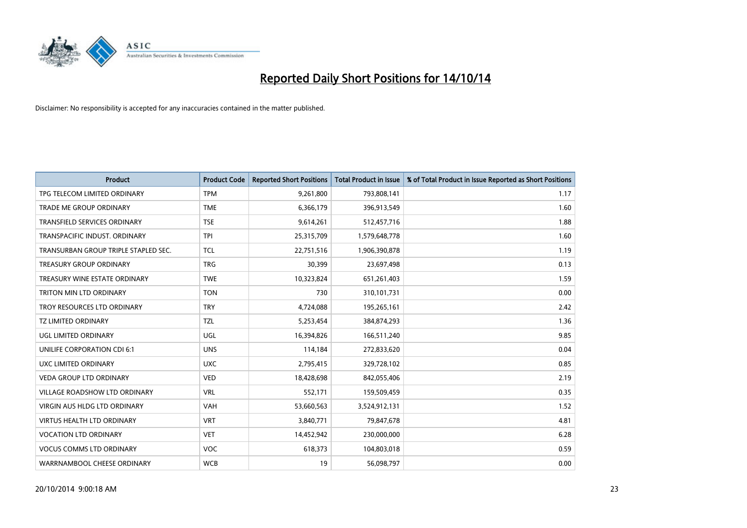# Reported Daily Short Positions for 14/10/14

Disclaimer: No responsibility is accepted for any inaccuracies contained in the matter published.

| Product | Product Code | Reported Short Positions | Total Product in Issue | % of Total Product in Issue Reported as Short Positions |
|---|---|---|---|---|
| TPG TELECOM LIMITED ORDINARY | TPM | 9,261,800 | 793,808,141 | 1.17 |
| TRADE ME GROUP ORDINARY | TME | 6,366,179 | 396,913,549 | 1.60 |
| TRANSFIELD SERVICES ORDINARY | TSE | 9,614,261 | 512,457,716 | 1.88 |
| TRANSPACIFIC INDUST. ORDINARY | TPI | 25,315,709 | 1,579,648,778 | 1.60 |
| TRANSURBAN GROUP TRIPLE STAPLED SEC. | TCL | 22,751,516 | 1,906,390,878 | 1.19 |
| TREASURY GROUP ORDINARY | TRG | 30,399 | 23,697,498 | 0.13 |
| TREASURY WINE ESTATE ORDINARY | TWE | 10,323,824 | 651,261,403 | 1.59 |
| TRITON MIN LTD ORDINARY | TON | 730 | 310,101,731 | 0.00 |
| TROY RESOURCES LTD ORDINARY | TRY | 4,724,088 | 195,265,161 | 2.42 |
| TZ LIMITED ORDINARY | TZL | 5,253,454 | 384,874,293 | 1.36 |
| UGL LIMITED ORDINARY | UGL | 16,394,826 | 166,511,240 | 9.85 |
| UNILIFE CORPORATION CDI 6:1 | UNS | 114,184 | 272,833,620 | 0.04 |
| UXC LIMITED ORDINARY | UXC | 2,795,415 | 329,728,102 | 0.85 |
| VEDA GROUP LTD ORDINARY | VED | 18,428,698 | 842,055,406 | 2.19 |
| VILLAGE ROADSHOW LTD ORDINARY | VRL | 552,171 | 159,509,459 | 0.35 |
| VIRGIN AUS HLDG LTD ORDINARY | VAH | 53,660,563 | 3,524,912,131 | 1.52 |
| VIRTUS HEALTH LTD ORDINARY | VRT | 3,840,771 | 79,847,678 | 4.81 |
| VOCATION LTD ORDINARY | VET | 14,452,942 | 230,000,000 | 6.28 |
| VOCUS COMMS LTD ORDINARY | VOC | 618,373 | 104,803,018 | 0.59 |
| WARRNAMBOOL CHEESE ORDINARY | WCB | 19 | 56,098,797 | 0.00 |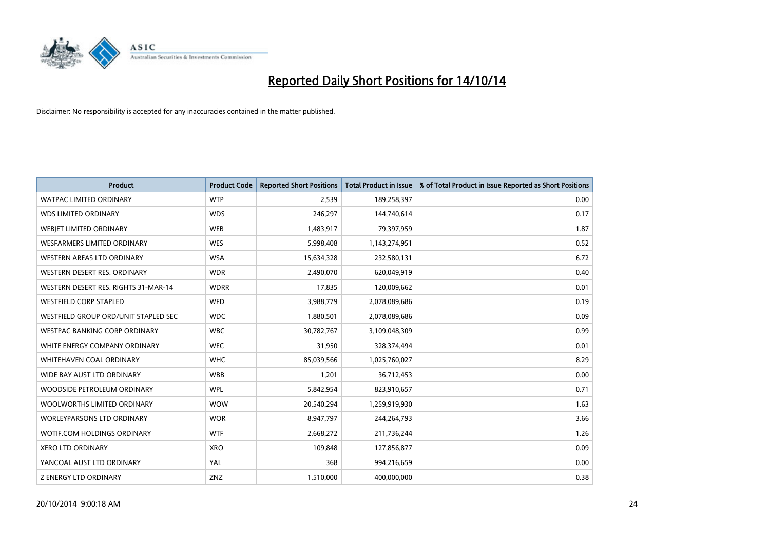# Reported Daily Short Positions for 14/10/14

Disclaimer: No responsibility is accepted for any inaccuracies contained in the matter published.

| Product | Product Code | Reported Short Positions | Total Product in Issue | % of Total Product in Issue Reported as Short Positions |
| --- | --- | --- | --- | --- |
| WATPAC LIMITED ORDINARY | WTP | 2,539 | 189,258,397 | 0.00 |
| WDS LIMITED ORDINARY | WDS | 246,297 | 144,740,614 | 0.17 |
| WEBJET LIMITED ORDINARY | WEB | 1,483,917 | 79,397,959 | 1.87 |
| WESFARMERS LIMITED ORDINARY | WES | 5,998,408 | 1,143,274,951 | 0.52 |
| WESTERN AREAS LTD ORDINARY | WSA | 15,634,328 | 232,580,131 | 6.72 |
| WESTERN DESERT RES. ORDINARY | WDR | 2,490,070 | 620,049,919 | 0.40 |
| WESTERN DESERT RES. RIGHTS 31-MAR-14 | WDRR | 17,835 | 120,009,662 | 0.01 |
| WESTFIELD CORP STAPLED | WFD | 3,988,779 | 2,078,089,686 | 0.19 |
| WESTFIELD GROUP ORD/UNIT STAPLED SEC | WDC | 1,880,501 | 2,078,089,686 | 0.09 |
| WESTPAC BANKING CORP ORDINARY | WBC | 30,782,767 | 3,109,048,309 | 0.99 |
| WHITE ENERGY COMPANY ORDINARY | WEC | 31,950 | 328,374,494 | 0.01 |
| WHITEHAVEN COAL ORDINARY | WHC | 85,039,566 | 1,025,760,027 | 8.29 |
| WIDE BAY AUST LTD ORDINARY | WBB | 1,201 | 36,712,453 | 0.00 |
| WOODSIDE PETROLEUM ORDINARY | WPL | 5,842,954 | 823,910,657 | 0.71 |
| WOOLWORTHS LIMITED ORDINARY | WOW | 20,540,294 | 1,259,919,930 | 1.63 |
| WORLEYPARSONS LTD ORDINARY | WOR | 8,947,797 | 244,264,793 | 3.66 |
| WOTIF.COM HOLDINGS ORDINARY | WTF | 2,668,272 | 211,736,244 | 1.26 |
| XERO LTD ORDINARY | XRO | 109,848 | 127,856,877 | 0.09 |
| YANCOAL AUST LTD ORDINARY | YAL | 368 | 994,216,659 | 0.00 |
| Z ENERGY LTD ORDINARY | ZNZ | 1,510,000 | 400,000,000 | 0.38 |

20/10/2014 9:00:18 AM